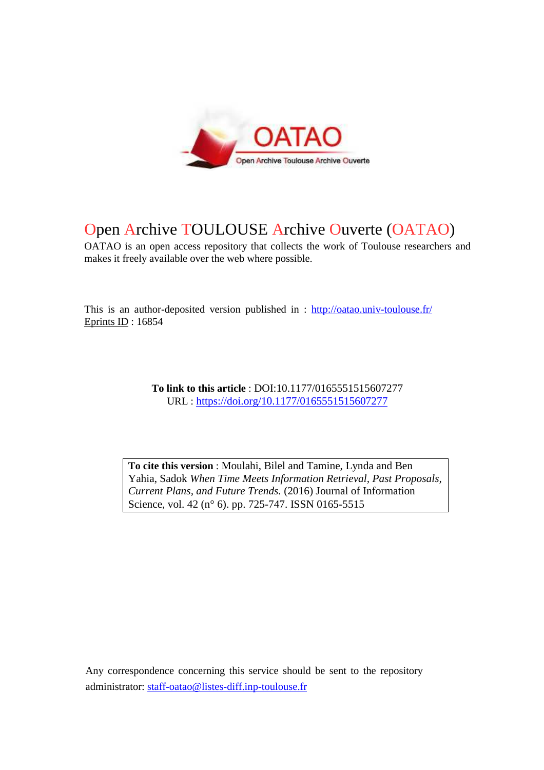# Open Archive TOULOUSE Archive Ouverte (OATAO)

OATAO is an open access repository that collects the work of Toulouse researchers and makes it freely available over the web where possible.

This is an author-deposited version published in : http://oatao.univ-toulouse.fr/
Eprints ID : 16854

**To link to this article** : DOI:10.1177/0165551515607277
URL : https://doi.org/10.1177/0165551515607277

**To cite this version** : Moulahi, Bilel and Tamine, Lynda and Ben Yahia, Sadok *When Time Meets Information Retrieval, Past Proposals, Current Plans, and Future Trends.* (2016) Journal of Information Science, vol. 42 (n° 6). pp. 725-747. ISSN 0165-5515

Any correspondence concerning this service should be sent to the repository administrator: staff-oatao@listes-diff.inp-toulouse.fr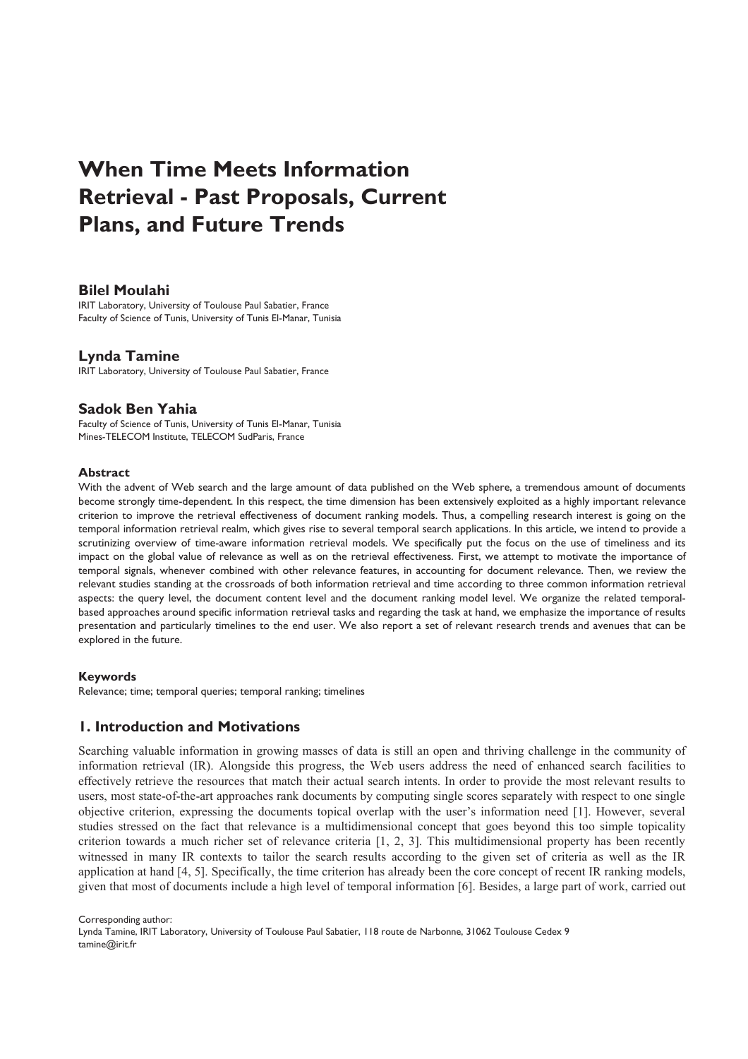# When Time Meets Information Retrieval - Past Proposals, Current Plans, and Future Trends

**Bilel Moulahi**

IRIT Laboratory, University of Toulouse Paul Sabatier, France
Faculty of Science of Tunis, University of Tunis El-Manar, Tunisia

**Lynda Tamine**

IRIT Laboratory, University of Toulouse Paul Sabatier, France

**Sadok Ben Yahia**

Faculty of Science of Tunis, University of Tunis El-Manar, Tunisia
Mines-TELECOM Institute, TELECOM SudParis, France

#### Abstract

With the advent of Web search and the large amount of data published on the Web sphere, a tremendous amount of documents become strongly time-dependent. In this respect, the time dimension has been extensively exploited as a highly important relevance criterion to improve the retrieval effectiveness of document ranking models. Thus, a compelling research interest is going on the temporal information retrieval realm, which gives rise to several temporal search applications. In this article, we intend to provide a scrutinizing overview of time-aware information retrieval models. We specifically put the focus on the use of timeliness and its impact on the global value of relevance as well as on the retrieval effectiveness. First, we attempt to motivate the importance of temporal signals, whenever combined with other relevance features, in accounting for document relevance. Then, we review the relevant studies standing at the crossroads of both information retrieval and time according to three common information retrieval aspects: the query level, the document content level and the document ranking model level. We organize the related temporal-based approaches around specific information retrieval tasks and regarding the task at hand, we emphasize the importance of results presentation and particularly timelines to the end user. We also report a set of relevant research trends and avenues that can be explored in the future.

#### Keywords

Relevance; time; temporal queries; temporal ranking; timelines

## 1. Introduction and Motivations

Searching valuable information in growing masses of data is still an open and thriving challenge in the community of information retrieval (IR). Alongside this progress, the Web users address the need of enhanced search facilities to effectively retrieve the resources that match their actual search intents. In order to provide the most relevant results to users, most state-of-the-art approaches rank documents by computing single scores separately with respect to one single objective criterion, expressing the documents topical overlap with the user's information need [1]. However, several studies stressed on the fact that relevance is a multidimensional concept that goes beyond this too simple topicality criterion towards a much richer set of relevance criteria [1, 2, 3]. This multidimensional property has been recently witnessed in many IR contexts to tailor the search results according to the given set of criteria as well as the IR application at hand [4, 5]. Specifically, the time criterion has already been the core concept of recent IR ranking models, given that most of documents include a high level of temporal information [6]. Besides, a large part of work, carried out

Corresponding author:
Lynda Tamine, IRIT Laboratory, University of Toulouse Paul Sabatier, 118 route de Narbonne, 31062 Toulouse Cedex 9
tamine@irit.fr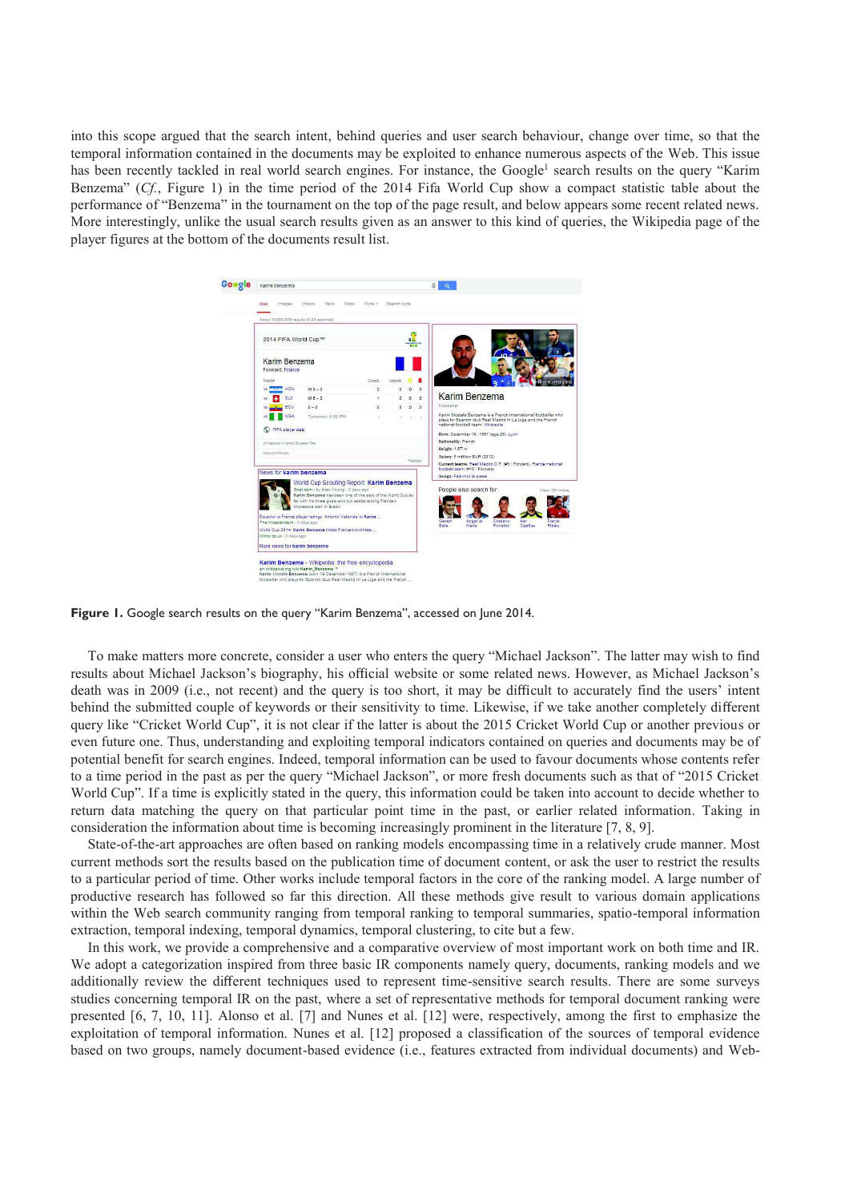into this scope argued that the search intent, behind queries and user search behaviour, change over time, so that the temporal information contained in the documents may be exploited to enhance numerous aspects of the Web. This issue has been recently tackled in real world search engines. For instance, the Google[1] search results on the query "Karim Benzema" (*Cf.*, Figure 1) in the time period of the 2014 Fifa World Cup show a compact statistic table about the performance of "Benzema" in the tournament on the top of the page result, and below appears some recent related news. More interestingly, unlike the usual search results given as an answer to this kind of queries, the Wikipedia page of the player figures at the bottom of the documents result list.

**Figure 1.** Google search results on the query "Karim Benzema", accessed on June 2014.

To make matters more concrete, consider a user who enters the query "Michael Jackson". The latter may wish to find results about Michael Jackson's biography, his official website or some related news. However, as Michael Jackson's death was in 2009 (i.e., not recent) and the query is too short, it may be difficult to accurately find the users' intent behind the submitted couple of keywords or their sensitivity to time. Likewise, if we take another completely different query like "Cricket World Cup", it is not clear if the latter is about the 2015 Cricket World Cup or another previous or even future one. Thus, understanding and exploiting temporal indicators contained on queries and documents may be of potential benefit for search engines. Indeed, temporal information can be used to favour documents whose contents refer to a time period in the past as per the query "Michael Jackson", or more fresh documents such as that of "2015 Cricket World Cup". If a time is explicitly stated in the query, this information could be taken into account to decide whether to return data matching the query on that particular point time in the past, or earlier related information. Taking in consideration the information about time is becoming increasingly prominent in the literature [7, 8, 9].

State-of-the-art approaches are often based on ranking models encompassing time in a relatively crude manner. Most current methods sort the results based on the publication time of document content, or ask the user to restrict the results to a particular period of time. Other works include temporal factors in the core of the ranking model. A large number of productive research has followed so far this direction. All these methods give result to various domain applications within the Web search community ranging from temporal ranking to temporal summaries, spatio-temporal information extraction, temporal indexing, temporal dynamics, temporal clustering, to cite but a few.

In this work, we provide a comprehensive and a comparative overview of most important work on both time and IR. We adopt a categorization inspired from three basic IR components namely query, documents, ranking models and we additionally review the different techniques used to represent time-sensitive search results. There are some surveys studies concerning temporal IR on the past, where a set of representative methods for temporal document ranking were presented [6, 7, 10, 11]. Alonso et al. [7] and Nunes et al. [12] were, respectively, among the first to emphasize the exploitation of temporal information. Nunes et al. [12] proposed a classification of the sources of temporal evidence based on two groups, namely document-based evidence (i.e., features extracted from individual documents) and Web-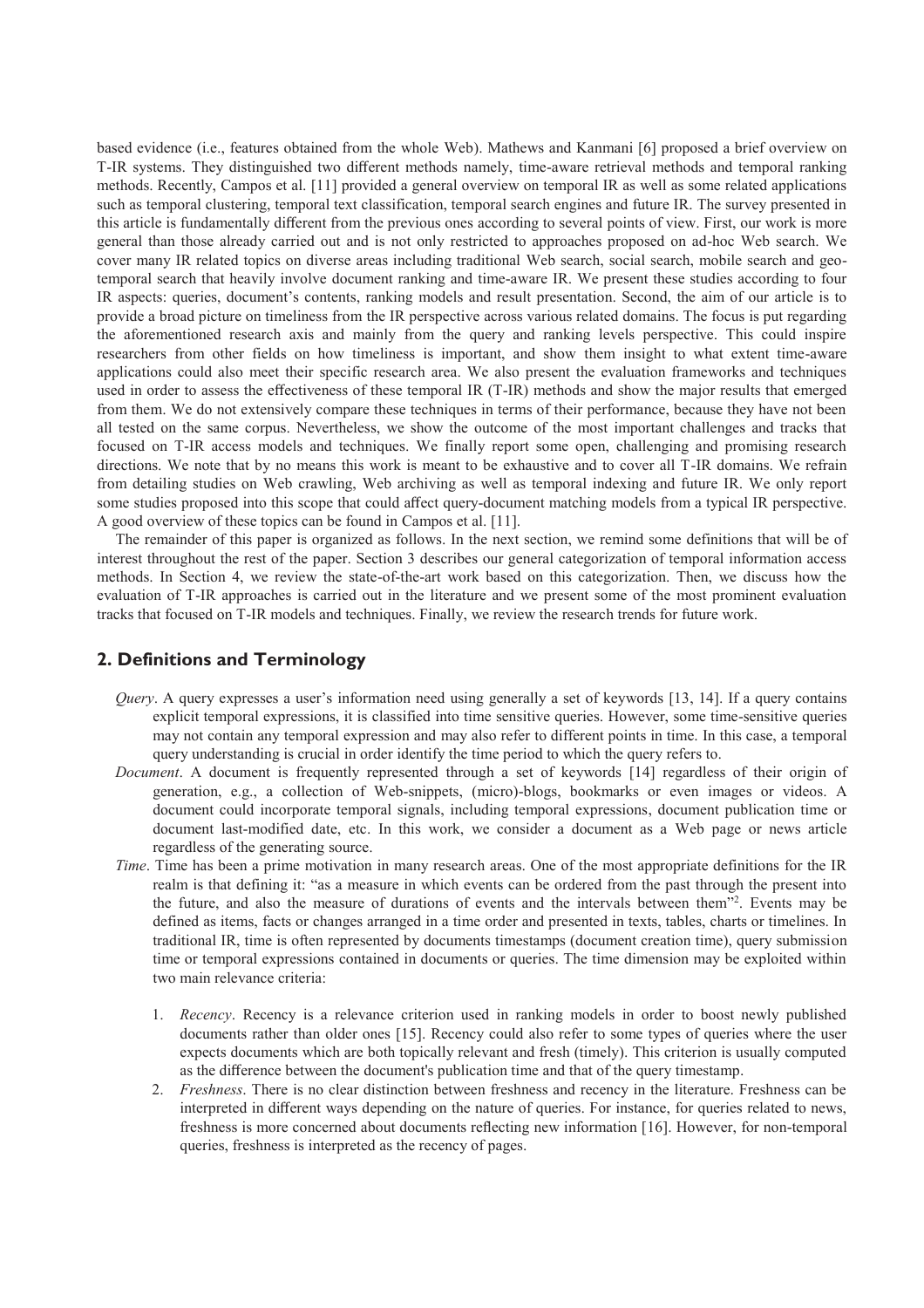based evidence (i.e., features obtained from the whole Web). Mathews and Kanmani [6] proposed a brief overview on T-IR systems. They distinguished two different methods namely, time-aware retrieval methods and temporal ranking methods. Recently, Campos et al. [11] provided a general overview on temporal IR as well as some related applications such as temporal clustering, temporal text classification, temporal search engines and future IR. The survey presented in this article is fundamentally different from the previous ones according to several points of view. First, our work is more general than those already carried out and is not only restricted to approaches proposed on ad-hoc Web search. We cover many IR related topics on diverse areas including traditional Web search, social search, mobile search and geo-temporal search that heavily involve document ranking and time-aware IR. We present these studies according to four IR aspects: queries, document's contents, ranking models and result presentation. Second, the aim of our article is to provide a broad picture on timeliness from the IR perspective across various related domains. The focus is put regarding the aforementioned research axis and mainly from the query and ranking levels perspective. This could inspire researchers from other fields on how timeliness is important, and show them insight to what extent time-aware applications could also meet their specific research area. We also present the evaluation frameworks and techniques used in order to assess the effectiveness of these temporal IR (T-IR) methods and show the major results that emerged from them. We do not extensively compare these techniques in terms of their performance, because they have not been all tested on the same corpus. Nevertheless, we show the outcome of the most important challenges and tracks that focused on T-IR access models and techniques. We finally report some open, challenging and promising research directions. We note that by no means this work is meant to be exhaustive and to cover all T-IR domains. We refrain from detailing studies on Web crawling, Web archiving as well as temporal indexing and future IR. We only report some studies proposed into this scope that could affect query-document matching models from a typical IR perspective. A good overview of these topics can be found in Campos et al. [11].

The remainder of this paper is organized as follows. In the next section, we remind some definitions that will be of interest throughout the rest of the paper. Section 3 describes our general categorization of temporal information access methods. In Section 4, we review the state-of-the-art work based on this categorization. Then, we discuss how the evaluation of T-IR approaches is carried out in the literature and we present some of the most prominent evaluation tracks that focused on T-IR models and techniques. Finally, we review the research trends for future work.

## 2. Definitions and Terminology

*Query*. A query expresses a user's information need using generally a set of keywords [13, 14]. If a query contains explicit temporal expressions, it is classified into time sensitive queries. However, some time-sensitive queries may not contain any temporal expression and may also refer to different points in time. In this case, a temporal query understanding is crucial in order identify the time period to which the query refers to.

*Document*. A document is frequently represented through a set of keywords [14] regardless of their origin of generation, e.g., a collection of Web-snippets, (micro)-blogs, bookmarks or even images or videos. A document could incorporate temporal signals, including temporal expressions, document publication time or document last-modified date, etc. In this work, we consider a document as a Web page or news article regardless of the generating source.

*Time*. Time has been a prime motivation in many research areas. One of the most appropriate definitions for the IR realm is that defining it: "as a measure in which events can be ordered from the past through the present into the future, and also the measure of durations of events and the intervals between them"[2]. Events may be defined as items, facts or changes arranged in a time order and presented in texts, tables, charts or timelines. In traditional IR, time is often represented by documents timestamps (document creation time), query submission time or temporal expressions contained in documents or queries. The time dimension may be exploited within two main relevance criteria:

1. *Recency*. Recency is a relevance criterion used in ranking models in order to boost newly published documents rather than older ones [15]. Recency could also refer to some types of queries where the user expects documents which are both topically relevant and fresh (timely). This criterion is usually computed as the difference between the document's publication time and that of the query timestamp.
2. *Freshness*. There is no clear distinction between freshness and recency in the literature. Freshness can be interpreted in different ways depending on the nature of queries. For instance, for queries related to news, freshness is more concerned about documents reflecting new information [16]. However, for non-temporal queries, freshness is interpreted as the recency of pages.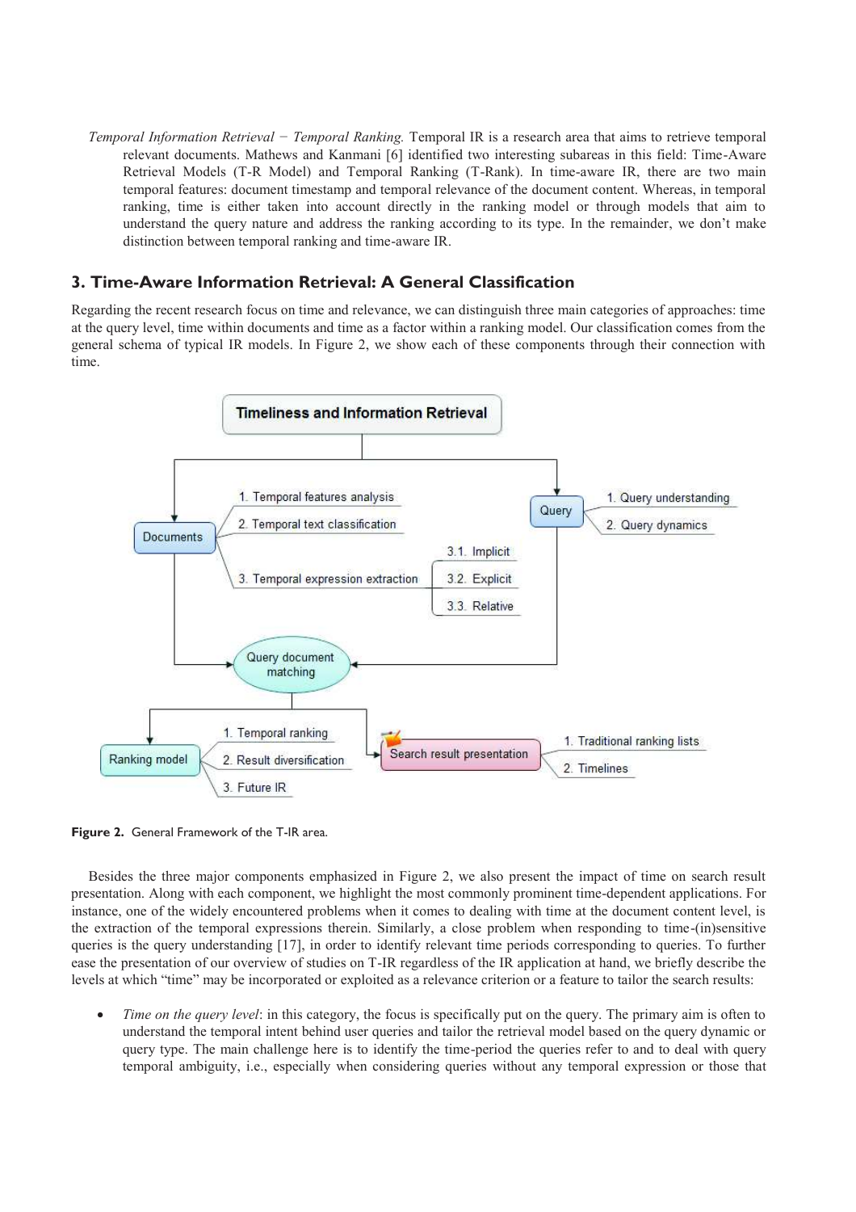*Temporal Information Retrieval − Temporal Ranking.* Temporal IR is a research area that aims to retrieve temporal relevant documents. Mathews and Kanmani [6] identified two interesting subareas in this field: Time-Aware Retrieval Models (T-R Model) and Temporal Ranking (T-Rank). In time-aware IR, there are two main temporal features: document timestamp and temporal relevance of the document content. Whereas, in temporal ranking, time is either taken into account directly in the ranking model or through models that aim to understand the query nature and address the ranking according to its type. In the remainder, we don't make distinction between temporal ranking and time-aware IR.

## 3. Time-Aware Information Retrieval: A General Classification

Regarding the recent research focus on time and relevance, we can distinguish three main categories of approaches: time at the query level, time within documents and time as a factor within a ranking model. Our classification comes from the general schema of typical IR models. In Figure 2, we show each of these components through their connection with time.

Timeliness and Information Retrieval

Documents
1. Temporal features analysis
2. Temporal text classification
3. Temporal expression extraction
3.1. Implicit
3.2. Explicit
3.3. Relative

Query
1. Query understanding
2. Query dynamics

Query document matching

Ranking model
1. Temporal ranking
2. Result diversification
3. Future IR

Search result presentation
1. Traditional ranking lists
2. Timelines

**Figure 2.** General Framework of the T-IR area.

Besides the three major components emphasized in Figure 2, we also present the impact of time on search result presentation. Along with each component, we highlight the most commonly prominent time-dependent applications. For instance, one of the widely encountered problems when it comes to dealing with time at the document content level, is the extraction of the temporal expressions therein. Similarly, a close problem when responding to time-(in)sensitive queries is the query understanding [17], in order to identify relevant time periods corresponding to queries. To further ease the presentation of our overview of studies on T-IR regardless of the IR application at hand, we briefly describe the levels at which "time" may be incorporated or exploited as a relevance criterion or a feature to tailor the search results:

- *Time on the query level*: in this category, the focus is specifically put on the query. The primary aim is often to understand the temporal intent behind user queries and tailor the retrieval model based on the query dynamic or query type. The main challenge here is to identify the time-period the queries refer to and to deal with query temporal ambiguity, i.e., especially when considering queries without any temporal expression or those that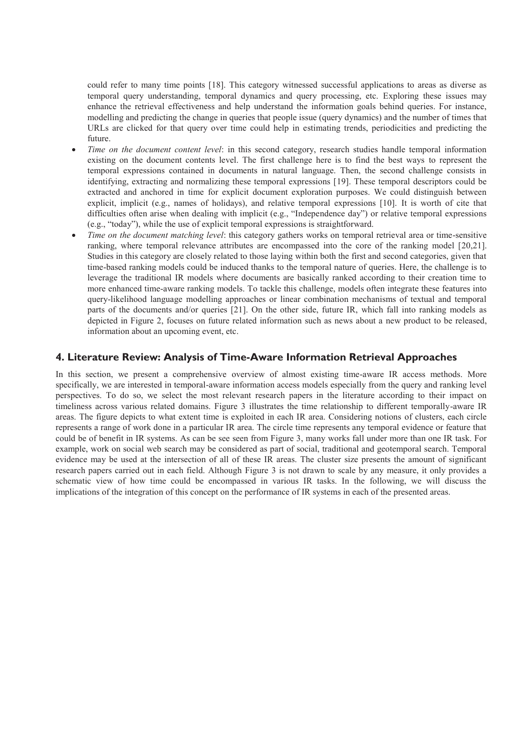could refer to many time points [18]. This category witnessed successful applications to areas as diverse as temporal query understanding, temporal dynamics and query processing, etc. Exploring these issues may enhance the retrieval effectiveness and help understand the information goals behind queries. For instance, modelling and predicting the change in queries that people issue (query dynamics) and the number of times that URLs are clicked for that query over time could help in estimating trends, periodicities and predicting the future.

- *Time on the document content level*: in this second category, research studies handle temporal information existing on the document contents level. The first challenge here is to find the best ways to represent the temporal expressions contained in documents in natural language. Then, the second challenge consists in identifying, extracting and normalizing these temporal expressions [19]. These temporal descriptors could be extracted and anchored in time for explicit document exploration purposes. We could distinguish between explicit, implicit (e.g., names of holidays), and relative temporal expressions [10]. It is worth of cite that difficulties often arise when dealing with implicit (e.g., "Independence day") or relative temporal expressions (e.g., "today"), while the use of explicit temporal expressions is straightforward.
- *Time on the document matching level*: this category gathers works on temporal retrieval area or time-sensitive ranking, where temporal relevance attributes are encompassed into the core of the ranking model [20,21]. Studies in this category are closely related to those laying within both the first and second categories, given that time-based ranking models could be induced thanks to the temporal nature of queries. Here, the challenge is to leverage the traditional IR models where documents are basically ranked according to their creation time to more enhanced time-aware ranking models. To tackle this challenge, models often integrate these features into query-likelihood language modelling approaches or linear combination mechanisms of textual and temporal parts of the documents and/or queries [21]. On the other side, future IR, which fall into ranking models as depicted in Figure 2, focuses on future related information such as news about a new product to be released, information about an upcoming event, etc.

## 4. Literature Review: Analysis of Time-Aware Information Retrieval Approaches

In this section, we present a comprehensive overview of almost existing time-aware IR access methods. More specifically, we are interested in temporal-aware information access models especially from the query and ranking level perspectives. To do so, we select the most relevant research papers in the literature according to their impact on timeliness across various related domains. Figure 3 illustrates the time relationship to different temporally-aware IR areas. The figure depicts to what extent time is exploited in each IR area. Considering notions of clusters, each circle represents a range of work done in a particular IR area. The circle time represents any temporal evidence or feature that could be of benefit in IR systems. As can be see seen from Figure 3, many works fall under more than one IR task. For example, work on social web search may be considered as part of social, traditional and geotemporal search. Temporal evidence may be used at the intersection of all of these IR areas. The cluster size presents the amount of significant research papers carried out in each field. Although Figure 3 is not drawn to scale by any measure, it only provides a schematic view of how time could be encompassed in various IR tasks. In the following, we will discuss the implications of the integration of this concept on the performance of IR systems in each of the presented areas.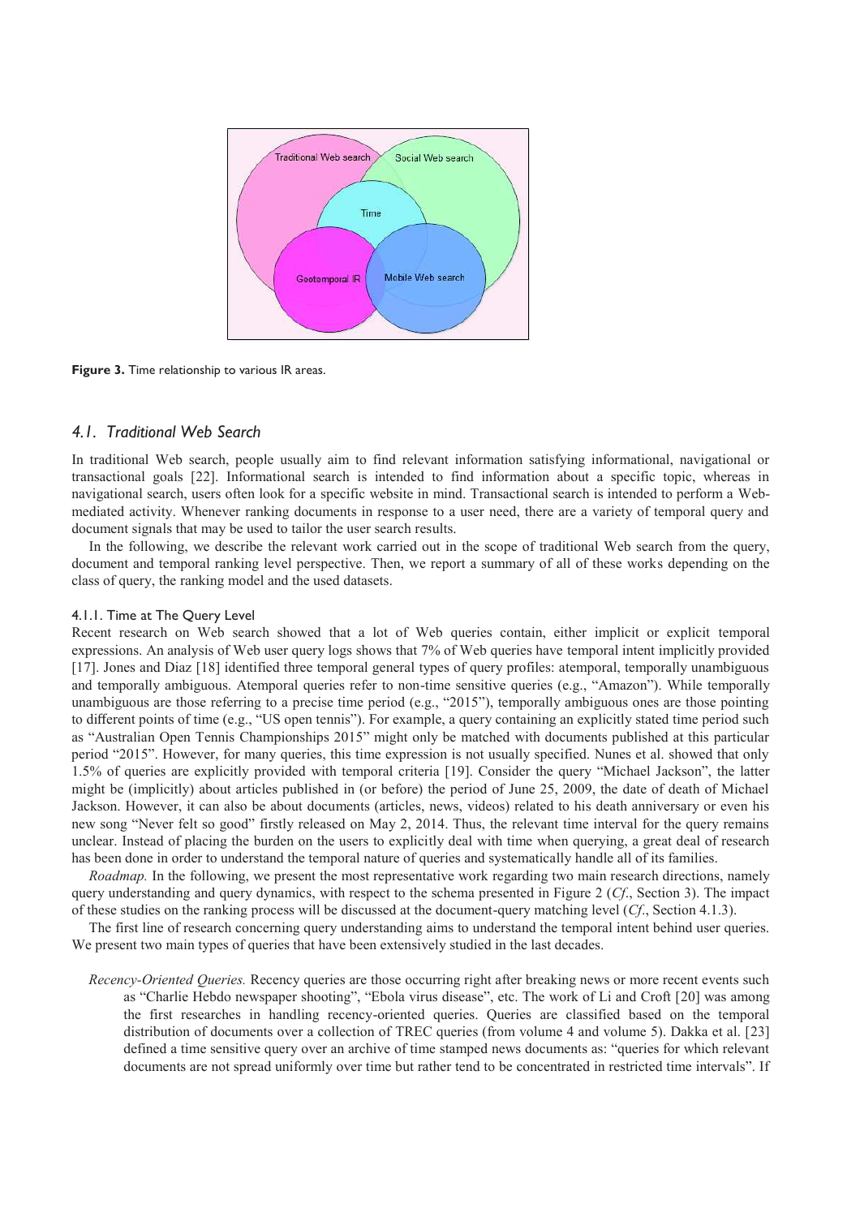Figure 3. Time relationship to various IR areas.

## 4.1. Traditional Web Search

In traditional Web search, people usually aim to find relevant information satisfying informational, navigational or transactional goals [22]. Informational search is intended to find information about a specific topic, whereas in navigational search, users often look for a specific website in mind. Transactional search is intended to perform a Web-mediated activity. Whenever ranking documents in response to a user need, there are a variety of temporal query and document signals that may be used to tailor the user search results.

In the following, we describe the relevant work carried out in the scope of traditional Web search from the query, document and temporal ranking level perspective. Then, we report a summary of all of these works depending on the class of query, the ranking model and the used datasets.

### 4.1.1. Time at The Query Level

Recent research on Web search showed that a lot of Web queries contain, either implicit or explicit temporal expressions. An analysis of Web user query logs shows that 7% of Web queries have temporal intent implicitly provided [17]. Jones and Diaz [18] identified three temporal general types of query profiles: atemporal, temporally unambiguous and temporally ambiguous. Atemporal queries refer to non-time sensitive queries (e.g., "Amazon"). While temporally unambiguous are those referring to a precise time period (e.g., "2015"), temporally ambiguous ones are those pointing to different points of time (e.g., "US open tennis"). For example, a query containing an explicitly stated time period such as "Australian Open Tennis Championships 2015" might only be matched with documents published at this particular period "2015". However, for many queries, this time expression is not usually specified. Nunes et al. showed that only 1.5% of queries are explicitly provided with temporal criteria [19]. Consider the query "Michael Jackson", the latter might be (implicitly) about articles published in (or before) the period of June 25, 2009, the date of death of Michael Jackson. However, it can also be about documents (articles, news, videos) related to his death anniversary or even his new song "Never felt so good" firstly released on May 2, 2014. Thus, the relevant time interval for the query remains unclear. Instead of placing the burden on the users to explicitly deal with time when querying, a great deal of research has been done in order to understand the temporal nature of queries and systematically handle all of its families.

*Roadmap.* In the following, we present the most representative work regarding two main research directions, namely query understanding and query dynamics, with respect to the schema presented in Figure 2 (*Cf*., Section 3). The impact of these studies on the ranking process will be discussed at the document-query matching level (*Cf*., Section 4.1.3).

The first line of research concerning query understanding aims to understand the temporal intent behind user queries. We present two main types of queries that have been extensively studied in the last decades.

*Recency-Oriented Queries.* Recency queries are those occurring right after breaking news or more recent events such as "Charlie Hebdo newspaper shooting", "Ebola virus disease", etc. The work of Li and Croft [20] was among the first researches in handling recency-oriented queries. Queries are classified based on the temporal distribution of documents over a collection of TREC queries (from volume 4 and volume 5). Dakka et al. [23] defined a time sensitive query over an archive of time stamped news documents as: "queries for which relevant documents are not spread uniformly over time but rather tend to be concentrated in restricted time intervals". If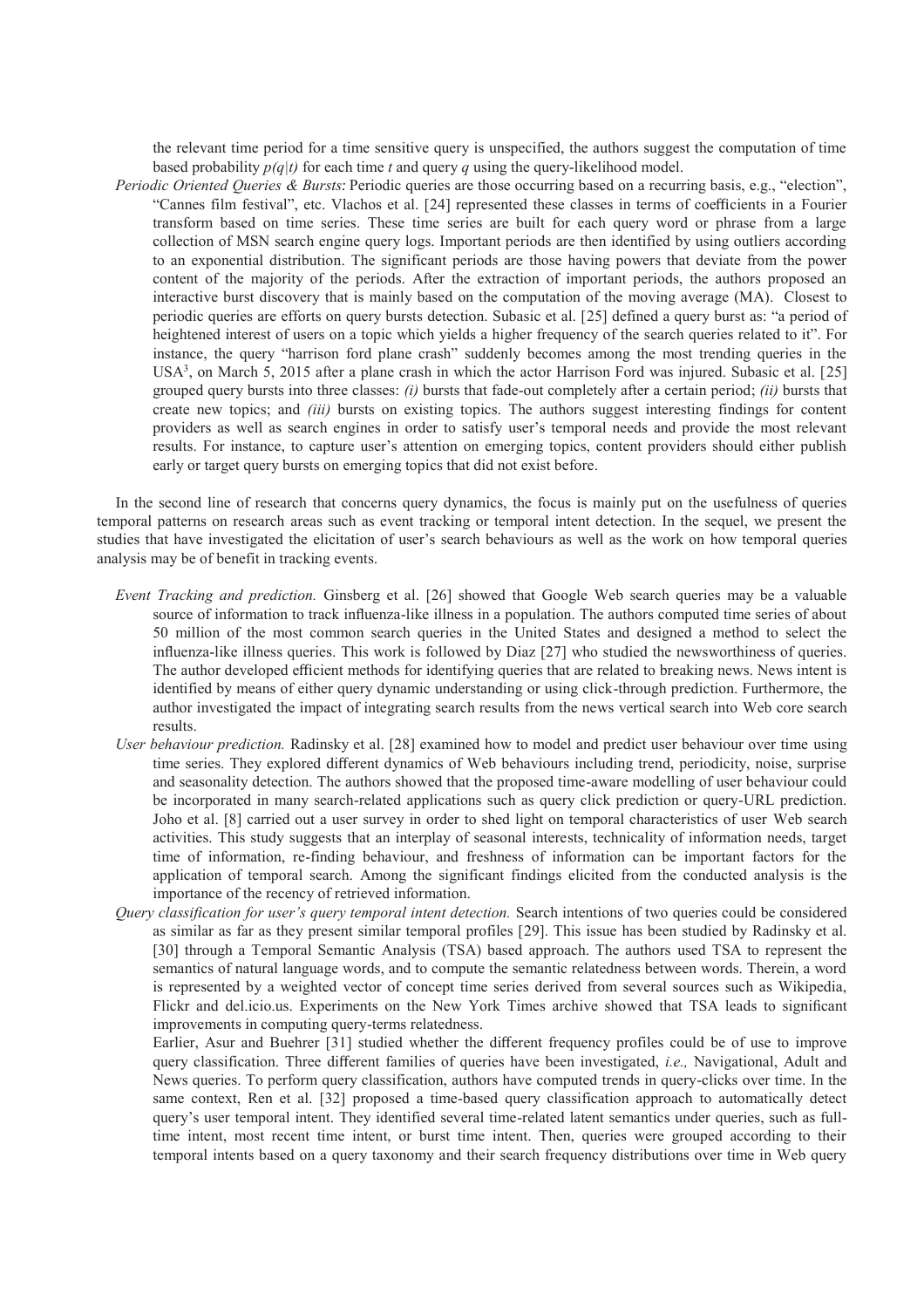the relevant time period for a time sensitive query is unspecified, the authors suggest the computation of time based probability $p(q|t)$ for each time $t$ and query $q$ using the query-likelihood model.

- *Periodic Oriented Queries & Bursts:* Periodic queries are those occurring based on a recurring basis, e.g., "election", "Cannes film festival", etc. Vlachos et al. [24] represented these classes in terms of coefficients in a Fourier transform based on time series. These time series are built for each query word or phrase from a large collection of MSN search engine query logs. Important periods are then identified by using outliers according to an exponential distribution. The significant periods are those having powers that deviate from the power content of the majority of the periods. After the extraction of important periods, the authors proposed an interactive burst discovery that is mainly based on the computation of the moving average (MA). Closest to periodic queries are efforts on query bursts detection. Subasic et al. [25] defined a query burst as: "a period of heightened interest of users on a topic which yields a higher frequency of the search queries related to it". For instance, the query "harrison ford plane crash" suddenly becomes among the most trending queries in the USA[3], on March 5, 2015 after a plane crash in which the actor Harrison Ford was injured. Subasic et al. [25] grouped query bursts into three classes: *(i)* bursts that fade-out completely after a certain period; *(ii)* bursts that create new topics; and *(iii)* bursts on existing topics. The authors suggest interesting findings for content providers as well as search engines in order to satisfy user's temporal needs and provide the most relevant results. For instance, to capture user's attention on emerging topics, content providers should either publish early or target query bursts on emerging topics that did not exist before.

In the second line of research that concerns query dynamics, the focus is mainly put on the usefulness of queries temporal patterns on research areas such as event tracking or temporal intent detection. In the sequel, we present the studies that have investigated the elicitation of user's search behaviours as well as the work on how temporal queries analysis may be of benefit in tracking events.

- *Event Tracking and prediction.* Ginsberg et al. [26] showed that Google Web search queries may be a valuable source of information to track influenza-like illness in a population. The authors computed time series of about 50 million of the most common search queries in the United States and designed a method to select the influenza-like illness queries. This work is followed by Diaz [27] who studied the newsworthiness of queries. The author developed efficient methods for identifying queries that are related to breaking news. News intent is identified by means of either query dynamic understanding or using click-through prediction. Furthermore, the author investigated the impact of integrating search results from the news vertical search into Web core search results.
- *User behaviour prediction.* Radinsky et al. [28] examined how to model and predict user behaviour over time using time series. They explored different dynamics of Web behaviours including trend, periodicity, noise, surprise and seasonality detection. The authors showed that the proposed time-aware modelling of user behaviour could be incorporated in many search-related applications such as query click prediction or query-URL prediction. Joho et al. [8] carried out a user survey in order to shed light on temporal characteristics of user Web search activities. This study suggests that an interplay of seasonal interests, technicality of information needs, target time of information, re-finding behaviour, and freshness of information can be important factors for the application of temporal search. Among the significant findings elicited from the conducted analysis is the importance of the recency of retrieved information.
- *Query classification for user's query temporal intent detection.* Search intentions of two queries could be considered as similar as far as they present similar temporal profiles [29]. This issue has been studied by Radinsky et al. [30] through a Temporal Semantic Analysis (TSA) based approach. The authors used TSA to represent the semantics of natural language words, and to compute the semantic relatedness between words. Therein, a word is represented by a weighted vector of concept time series derived from several sources such as Wikipedia, Flickr and del.icio.us. Experiments on the New York Times archive showed that TSA leads to significant improvements in computing query-terms relatedness.

  Earlier, Asur and Buehrer [31] studied whether the different frequency profiles could be of use to improve query classification. Three different families of queries have been investigated, *i.e.,* Navigational, Adult and News queries. To perform query classification, authors have computed trends in query-clicks over time. In the same context, Ren et al. [32] proposed a time-based query classification approach to automatically detect query's user temporal intent. They identified several time-related latent semantics under queries, such as full-time intent, most recent time intent, or burst time intent. Then, queries were grouped according to their temporal intents based on a query taxonomy and their search frequency distributions over time in Web query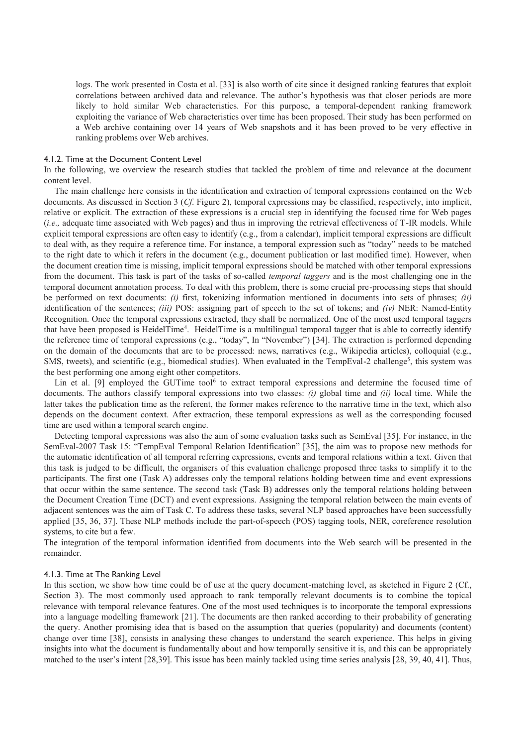logs. The work presented in Costa et al. [33] is also worth of cite since it designed ranking features that exploit correlations between archived data and relevance. The author's hypothesis was that closer periods are more likely to hold similar Web characteristics. For this purpose, a temporal-dependent ranking framework exploiting the variance of Web characteristics over time has been proposed. Their study has been performed on a Web archive containing over 14 years of Web snapshots and it has been proved to be very effective in ranking problems over Web archives.

#### 4.1.2. Time at the Document Content Level

In the following, we overview the research studies that tackled the problem of time and relevance at the document content level.

The main challenge here consists in the identification and extraction of temporal expressions contained on the Web documents. As discussed in Section 3 (*Cf.* Figure 2), temporal expressions may be classified, respectively, into implicit, relative or explicit. The extraction of these expressions is a crucial step in identifying the focused time for Web pages (*i.e.,* adequate time associated with Web pages) and thus in improving the retrieval effectiveness of T-IR models. While explicit temporal expressions are often easy to identify (e.g., from a calendar), implicit temporal expressions are difficult to deal with, as they require a reference time. For instance, a temporal expression such as "today" needs to be matched to the right date to which it refers in the document (e.g., document publication or last modified time). However, when the document creation time is missing, implicit temporal expressions should be matched with other temporal expressions from the document. This task is part of the tasks of so-called *temporal taggers* and is the most challenging one in the temporal document annotation process. To deal with this problem, there is some crucial pre-processing steps that should be performed on text documents: *(i)* first, tokenizing information mentioned in documents into sets of phrases; *(ii)* identification of the sentences; *(iii)* POS: assigning part of speech to the set of tokens; and *(iv)* NER: Named-Entity Recognition. Once the temporal expressions extracted, they shall be normalized. One of the most used temporal taggers that have been proposed is HeidelTime[4]. HeidelTime is a multilingual temporal tagger that is able to correctly identify the reference time of temporal expressions (e.g., "today", In "November") [34]. The extraction is performed depending on the domain of the documents that are to be processed: news, narratives (e.g., Wikipedia articles), colloquial (e.g., SMS, tweets), and scientific (e.g., biomedical studies). When evaluated in the TempEval-2 challenge[5], this system was the best performing one among eight other competitors.

Lin et al. [9] employed the GUTime tool[6] to extract temporal expressions and determine the focused time of documents. The authors classify temporal expressions into two classes: *(i)* global time and *(ii)* local time. While the latter takes the publication time as the referent, the former makes reference to the narrative time in the text, which also depends on the document context. After extraction, these temporal expressions as well as the corresponding focused time are used within a temporal search engine.

Detecting temporal expressions was also the aim of some evaluation tasks such as SemEval [35]. For instance, in the SemEval-2007 Task 15: "TempEval Temporal Relation Identification" [35], the aim was to propose new methods for the automatic identification of all temporal referring expressions, events and temporal relations within a text. Given that this task is judged to be difficult, the organisers of this evaluation challenge proposed three tasks to simplify it to the participants. The first one (Task A) addresses only the temporal relations holding between time and event expressions that occur within the same sentence. The second task (Task B) addresses only the temporal relations holding between the Document Creation Time (DCT) and event expressions. Assigning the temporal relation between the main events of adjacent sentences was the aim of Task C. To address these tasks, several NLP based approaches have been successfully applied [35, 36, 37]. These NLP methods include the part-of-speech (POS) tagging tools, NER, coreference resolution systems, to cite but a few.

The integration of the temporal information identified from documents into the Web search will be presented in the remainder.

#### 4.1.3. Time at The Ranking Level

In this section, we show how time could be of use at the query document-matching level, as sketched in Figure 2 (Cf., Section 3). The most commonly used approach to rank temporally relevant documents is to combine the topical relevance with temporal relevance features. One of the most used techniques is to incorporate the temporal expressions into a language modelling framework [21]. The documents are then ranked according to their probability of generating the query. Another promising idea that is based on the assumption that queries (popularity) and documents (content) change over time [38], consists in analysing these changes to understand the search experience. This helps in giving insights into what the document is fundamentally about and how temporally sensitive it is, and this can be appropriately matched to the user's intent [28,39]. This issue has been mainly tackled using time series analysis [28, 39, 40, 41]. Thus,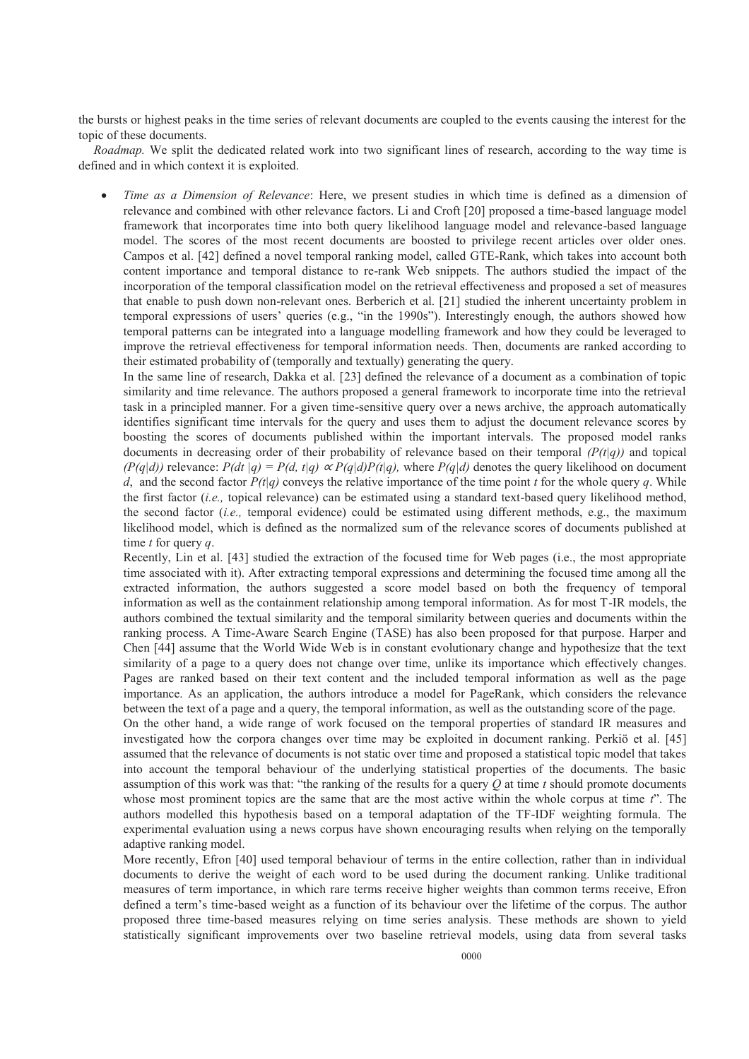the bursts or highest peaks in the time series of relevant documents are coupled to the events causing the interest for the topic of these documents.

*Roadmap.* We split the dedicated related work into two significant lines of research, according to the way time is defined and in which context it is exploited.

- *Time as a Dimension of Relevance*: Here, we present studies in which time is defined as a dimension of relevance and combined with other relevance factors. Li and Croft [20] proposed a time-based language model framework that incorporates time into both query likelihood language model and relevance-based language model. The scores of the most recent documents are boosted to privilege recent articles over older ones. Campos et al. [42] defined a novel temporal ranking model, called GTE-Rank, which takes into account both content importance and temporal distance to re-rank Web snippets. The authors studied the impact of the incorporation of the temporal classification model on the retrieval effectiveness and proposed a set of measures that enable to push down non-relevant ones. Berberich et al. [21] studied the inherent uncertainty problem in temporal expressions of users' queries (e.g., "in the 1990s"). Interestingly enough, the authors showed how temporal patterns can be integrated into a language modelling framework and how they could be leveraged to improve the retrieval effectiveness for temporal information needs. Then, documents are ranked according to their estimated probability of (temporally and textually) generating the query.

  In the same line of research, Dakka et al. [23] defined the relevance of a document as a combination of topic similarity and time relevance. The authors proposed a general framework to incorporate time into the retrieval task in a principled manner. For a given time-sensitive query over a news archive, the approach automatically identifies significant time intervals for the query and uses them to adjust the document relevance scores by boosting the scores of documents published within the important intervals. The proposed model ranks documents in decreasing order of their probability of relevance based on their temporal $(P(t|q))$ and topical $(P(q|d))$ relevance: $P(dt\,|q) = P(d, t|q) \propto P(q|d)P(t|q)$, where $P(q|d)$ denotes the query likelihood on document $d$, and the second factor $P(t|q)$ conveys the relative importance of the time point $t$ for the whole query $q$. While the first factor (*i.e.,* topical relevance) can be estimated using a standard text-based query likelihood method, the second factor (*i.e.,* temporal evidence) could be estimated using different methods, e.g., the maximum likelihood model, which is defined as the normalized sum of the relevance scores of documents published at time $t$ for query $q$.

  Recently, Lin et al. [43] studied the extraction of the focused time for Web pages (i.e., the most appropriate time associated with it). After extracting temporal expressions and determining the focused time among all the extracted information, the authors suggested a score model based on both the frequency of temporal information as well as the containment relationship among temporal information. As for most T-IR models, the authors combined the textual similarity and the temporal similarity between queries and documents within the ranking process. A Time-Aware Search Engine (TASE) has also been proposed for that purpose. Harper and Chen [44] assume that the World Wide Web is in constant evolutionary change and hypothesize that the text similarity of a page to a query does not change over time, unlike its importance which effectively changes. Pages are ranked based on their text content and the included temporal information as well as the page importance. As an application, the authors introduce a model for PageRank, which considers the relevance between the text of a page and a query, the temporal information, as well as the outstanding score of the page.

  On the other hand, a wide range of work focused on the temporal properties of standard IR measures and investigated how the corpora changes over time may be exploited in document ranking. Perkiö et al. [45] assumed that the relevance of documents is not static over time and proposed a statistical topic model that takes into account the temporal behaviour of the underlying statistical properties of the documents. The basic assumption of this work was that: "the ranking of the results for a query $Q$ at time $t$ should promote documents whose most prominent topics are the same that are the most active within the whole corpus at time $t$". The authors modelled this hypothesis based on a temporal adaptation of the TF-IDF weighting formula. The experimental evaluation using a news corpus have shown encouraging results when relying on the temporally adaptive ranking model.

  More recently, Efron [40] used temporal behaviour of terms in the entire collection, rather than in individual documents to derive the weight of each word to be used during the document ranking. Unlike traditional measures of term importance, in which rare terms receive higher weights than common terms receive, Efron defined a term's time-based weight as a function of its behaviour over the lifetime of the corpus. The author proposed three time-based measures relying on time series analysis. These methods are shown to yield statistically significant improvements over two baseline retrieval models, using data from several tasks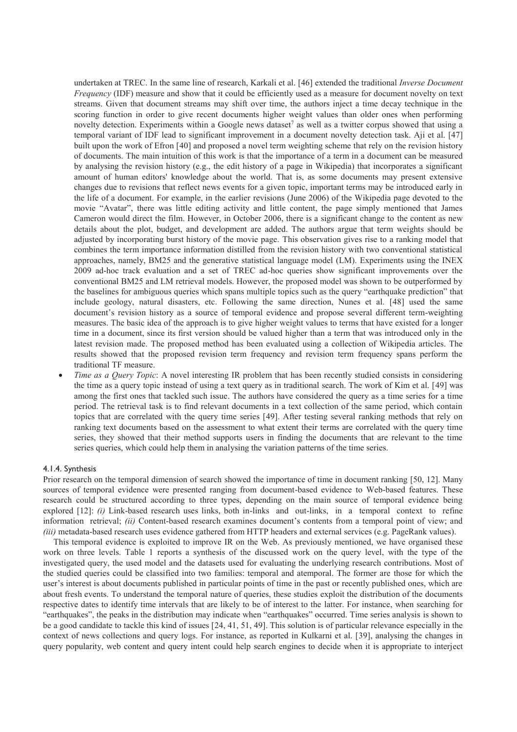undertaken at TREC. In the same line of research, Karkali et al. [46] extended the traditional *Inverse Document Frequency* (IDF) measure and show that it could be efficiently used as a measure for document novelty on text streams. Given that document streams may shift over time, the authors inject a time decay technique in the scoring function in order to give recent documents higher weight values than older ones when performing novelty detection. Experiments within a Google news dataset[7] as well as a twitter corpus showed that using a temporal variant of IDF lead to significant improvement in a document novelty detection task. Aji et al. [47] built upon the work of Efron [40] and proposed a novel term weighting scheme that rely on the revision history of documents. The main intuition of this work is that the importance of a term in a document can be measured by analysing the revision history (e.g., the edit history of a page in Wikipedia) that incorporates a significant amount of human editors' knowledge about the world. That is, as some documents may present extensive changes due to revisions that reflect news events for a given topic, important terms may be introduced early in the life of a document. For example, in the earlier revisions (June 2006) of the Wikipedia page devoted to the movie "Avatar", there was little editing activity and little content, the page simply mentioned that James Cameron would direct the film. However, in October 2006, there is a significant change to the content as new details about the plot, budget, and development are added. The authors argue that term weights should be adjusted by incorporating burst history of the movie page. This observation gives rise to a ranking model that combines the term importance information distilled from the revision history with two conventional statistical approaches, namely, BM25 and the generative statistical language model (LM). Experiments using the INEX 2009 ad-hoc track evaluation and a set of TREC ad-hoc queries show significant improvements over the conventional BM25 and LM retrieval models. However, the proposed model was shown to be outperformed by the baselines for ambiguous queries which spans multiple topics such as the query "earthquake prediction" that include geology, natural disasters, etc. Following the same direction, Nunes et al. [48] used the same document's revision history as a source of temporal evidence and propose several different term-weighting measures. The basic idea of the approach is to give higher weight values to terms that have existed for a longer time in a document, since its first version should be valued higher than a term that was introduced only in the latest revision made. The proposed method has been evaluated using a collection of Wikipedia articles. The results showed that the proposed revision term frequency and revision term frequency spans perform the traditional TF measure.

- *Time as a Query Topic*: A novel interesting IR problem that has been recently studied consists in considering the time as a query topic instead of using a text query as in traditional search. The work of Kim et al. [49] was among the first ones that tackled such issue. The authors have considered the query as a time series for a time period. The retrieval task is to find relevant documents in a text collection of the same period, which contain topics that are correlated with the query time series [49]. After testing several ranking methods that rely on ranking text documents based on the assessment to what extent their terms are correlated with the query time series, they showed that their method supports users in finding the documents that are relevant to the time series queries, which could help them in analysing the variation patterns of the time series.

#### 4.1.4. Synthesis

Prior research on the temporal dimension of search showed the importance of time in document ranking [50, 12]. Many sources of temporal evidence were presented ranging from document-based evidence to Web-based features. These research could be structured according to three types, depending on the main source of temporal evidence being explored [12]: *(i)* Link-based research uses links, both in-links and out-links, in a temporal context to refine information retrieval; *(ii)* Content-based research examines document's contents from a temporal point of view; and *(iii)* metadata-based research uses evidence gathered from HTTP headers and external services (e.g. PageRank values).

This temporal evidence is exploited to improve IR on the Web. As previously mentioned, we have organised these work on three levels. Table 1 reports a synthesis of the discussed work on the query level, with the type of the investigated query, the used model and the datasets used for evaluating the underlying research contributions. Most of the studied queries could be classified into two families: temporal and atemporal. The former are those for which the user's interest is about documents published in particular points of time in the past or recently published ones, which are about fresh events. To understand the temporal nature of queries, these studies exploit the distribution of the documents respective dates to identify time intervals that are likely to be of interest to the latter. For instance, when searching for "earthquakes", the peaks in the distribution may indicate when "earthquakes" occurred. Time series analysis is shown to be a good candidate to tackle this kind of issues [24, 41, 51, 49]. This solution is of particular relevance especially in the context of news collections and query logs. For instance, as reported in Kulkarni et al. [39], analysing the changes in query popularity, web content and query intent could help search engines to decide when it is appropriate to interject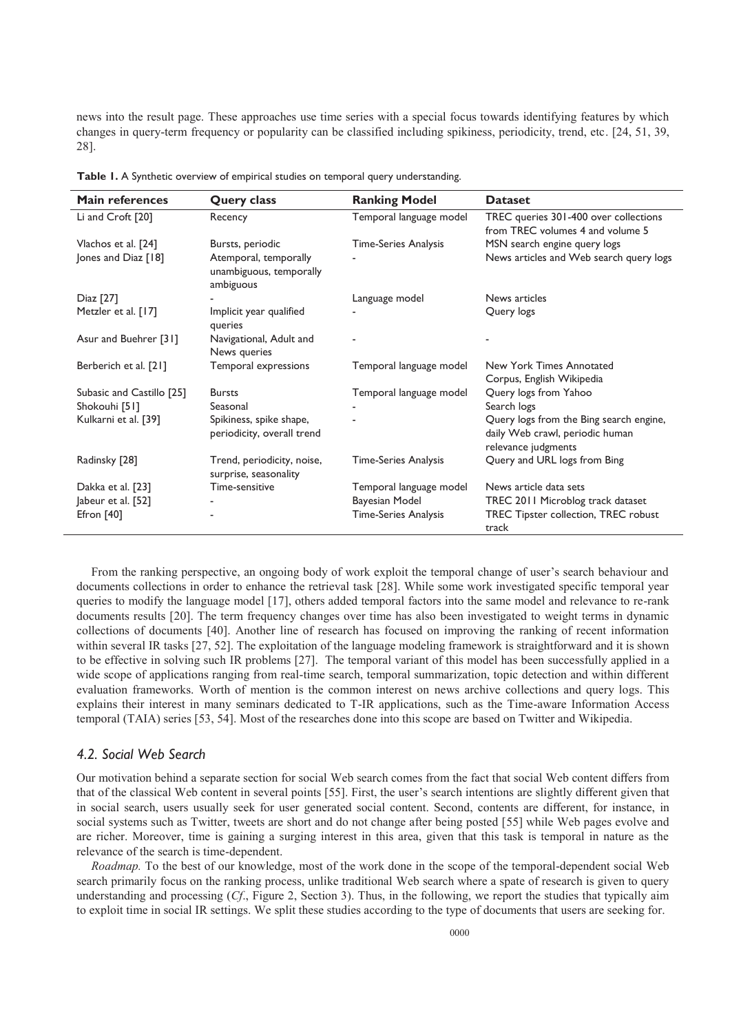news into the result page. These approaches use time series with a special focus towards identifying features by which changes in query-term frequency or popularity can be classified including spikiness, periodicity, trend, etc. [24, 51, 39, 28].

**Table 1.** A Synthetic overview of empirical studies on temporal query understanding.

| Main references | Query class | Ranking Model | Dataset |
|---|---|---|---|
| Li and Croft [20] | Recency | Temporal language model | TREC queries 301-400 over collections from TREC volumes 4 and volume 5 |
| Vlachos et al. [24] | Bursts, periodic | Time-Series Analysis | MSN search engine query logs |
| Jones and Diaz [18] | Atemporal, temporally unambiguous, temporally ambiguous | - | News articles and Web search query logs |
| Diaz [27] | - | Language model | News articles |
| Metzler et al. [17] | Implicit year qualified queries | - | Query logs |
| Asur and Buehrer [31] | Navigational, Adult and News queries | - | - |
| Berberich et al. [21] | Temporal expressions | Temporal language model | New York Times Annotated Corpus, English Wikipedia |
| Subasic and Castillo [25] | Bursts | Temporal language model | Query logs from Yahoo |
| Shokouhi [51] | Seasonal | - | Search logs |
| Kulkarni et al. [39] | Spikiness, spike shape, periodicity, overall trend | - | Query logs from the Bing search engine, daily Web crawl, periodic human relevance judgments |
| Radinsky [28] | Trend, periodicity, noise, surprise, seasonality | Time-Series Analysis | Query and URL logs from Bing |
| Dakka et al. [23] | Time-sensitive | Temporal language model | News article data sets |
| Jabeur et al. [52] | - | Bayesian Model | TREC 2011 Microblog track dataset |
| Efron [40] | - | Time-Series Analysis | TREC Tipster collection, TREC robust track |

From the ranking perspective, an ongoing body of work exploit the temporal change of user's search behaviour and documents collections in order to enhance the retrieval task [28]. While some work investigated specific temporal year queries to modify the language model [17], others added temporal factors into the same model and relevance to re-rank documents results [20]. The term frequency changes over time has also been investigated to weight terms in dynamic collections of documents [40]. Another line of research has focused on improving the ranking of recent information within several IR tasks [27, 52]. The exploitation of the language modeling framework is straightforward and it is shown to be effective in solving such IR problems [27]. The temporal variant of this model has been successfully applied in a wide scope of applications ranging from real-time search, temporal summarization, topic detection and within different evaluation frameworks. Worth of mention is the common interest on news archive collections and query logs. This explains their interest in many seminars dedicated to T-IR applications, such as the Time-aware Information Access temporal (TAIA) series [53, 54]. Most of the researches done into this scope are based on Twitter and Wikipedia.

### *4.2. Social Web Search*

Our motivation behind a separate section for social Web search comes from the fact that social Web content differs from that of the classical Web content in several points [55]. First, the user's search intentions are slightly different given that in social search, users usually seek for user generated social content. Second, contents are different, for instance, in social systems such as Twitter, tweets are short and do not change after being posted [55] while Web pages evolve and are richer. Moreover, time is gaining a surging interest in this area, given that this task is temporal in nature as the relevance of the search is time-dependent.

*Roadmap.* To the best of our knowledge, most of the work done in the scope of the temporal-dependent social Web search primarily focus on the ranking process, unlike traditional Web search where a spate of research is given to query understanding and processing (*Cf*., Figure 2, Section 3). Thus, in the following, we report the studies that typically aim to exploit time in social IR settings. We split these studies according to the type of documents that users are seeking for.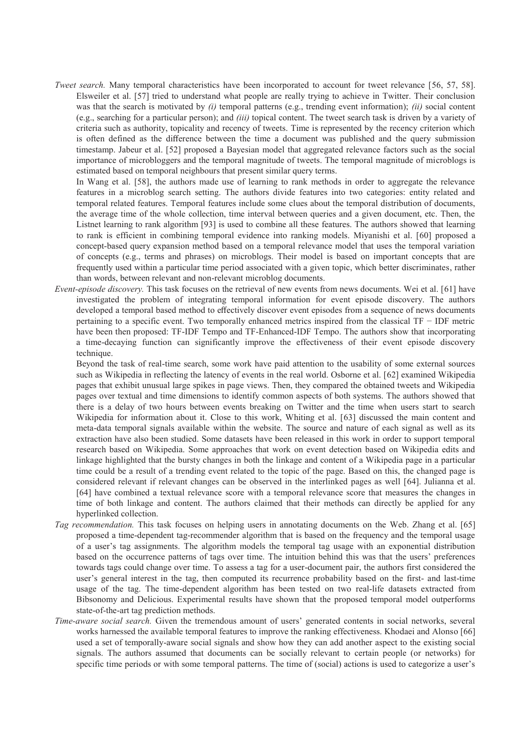*Tweet search.* Many temporal characteristics have been incorporated to account for tweet relevance [56, 57, 58]. Elsweiler et al. [57] tried to understand what people are really trying to achieve in Twitter. Their conclusion was that the search is motivated by *(i)* temporal patterns (e.g., trending event information); *(ii)* social content (e.g., searching for a particular person); and *(iii)* topical content. The tweet search task is driven by a variety of criteria such as authority, topicality and recency of tweets. Time is represented by the recency criterion which is often defined as the difference between the time a document was published and the query submission timestamp. Jabeur et al. [52] proposed a Bayesian model that aggregated relevance factors such as the social importance of microbloggers and the temporal magnitude of tweets. The temporal magnitude of microblogs is estimated based on temporal neighbours that present similar query terms.

In Wang et al. [58], the authors made use of learning to rank methods in order to aggregate the relevance features in a microblog search setting. The authors divide features into two categories: entity related and temporal related features. Temporal features include some clues about the temporal distribution of documents, the average time of the whole collection, time interval between queries and a given document, etc. Then, the Listnet learning to rank algorithm [93] is used to combine all these features. The authors showed that learning to rank is efficient in combining temporal evidence into ranking models. Miyanishi et al. [60] proposed a concept-based query expansion method based on a temporal relevance model that uses the temporal variation of concepts (e.g., terms and phrases) on microblogs. Their model is based on important concepts that are frequently used within a particular time period associated with a given topic, which better discriminates, rather than words, between relevant and non-relevant microblog documents.

*Event-episode discovery.* This task focuses on the retrieval of new events from news documents. Wei et al. [61] have investigated the problem of integrating temporal information for event episode discovery. The authors developed a temporal based method to effectively discover event episodes from a sequence of news documents pertaining to a specific event. Two temporally enhanced metrics inspired from the classical TF − IDF metric have been then proposed: TF-IDF Tempo and TF-Enhanced-IDF Tempo. The authors show that incorporating a time-decaying function can significantly improve the effectiveness of their event episode discovery technique.

Beyond the task of real-time search, some work have paid attention to the usability of some external sources such as Wikipedia in reflecting the latency of events in the real world. Osborne et al. [62] examined Wikipedia pages that exhibit unusual large spikes in page views. Then, they compared the obtained tweets and Wikipedia pages over textual and time dimensions to identify common aspects of both systems. The authors showed that there is a delay of two hours between events breaking on Twitter and the time when users start to search Wikipedia for information about it. Close to this work, Whiting et al. [63] discussed the main content and meta-data temporal signals available within the website. The source and nature of each signal as well as its extraction have also been studied. Some datasets have been released in this work in order to support temporal research based on Wikipedia. Some approaches that work on event detection based on Wikipedia edits and linkage highlighted that the bursty changes in both the linkage and content of a Wikipedia page in a particular time could be a result of a trending event related to the topic of the page. Based on this, the changed page is considered relevant if relevant changes can be observed in the interlinked pages as well [64]. Julianna et al. [64] have combined a textual relevance score with a temporal relevance score that measures the changes in time of both linkage and content. The authors claimed that their methods can directly be applied for any hyperlinked collection.

*Tag recommendation.* This task focuses on helping users in annotating documents on the Web. Zhang et al. [65] proposed a time-dependent tag-recommender algorithm that is based on the frequency and the temporal usage of a user's tag assignments. The algorithm models the temporal tag usage with an exponential distribution based on the occurrence patterns of tags over time. The intuition behind this was that the users' preferences towards tags could change over time. To assess a tag for a user-document pair, the authors first considered the user's general interest in the tag, then computed its recurrence probability based on the first- and last-time usage of the tag. The time-dependent algorithm has been tested on two real-life datasets extracted from Bibsonomy and Delicious. Experimental results have shown that the proposed temporal model outperforms state-of-the-art tag prediction methods.

*Time-aware social search.* Given the tremendous amount of users' generated contents in social networks, several works harnessed the available temporal features to improve the ranking effectiveness. Khodaei and Alonso [66] used a set of temporally-aware social signals and show how they can add another aspect to the existing social signals. The authors assumed that documents can be socially relevant to certain people (or networks) for specific time periods or with some temporal patterns. The time of (social) actions is used to categorize a user's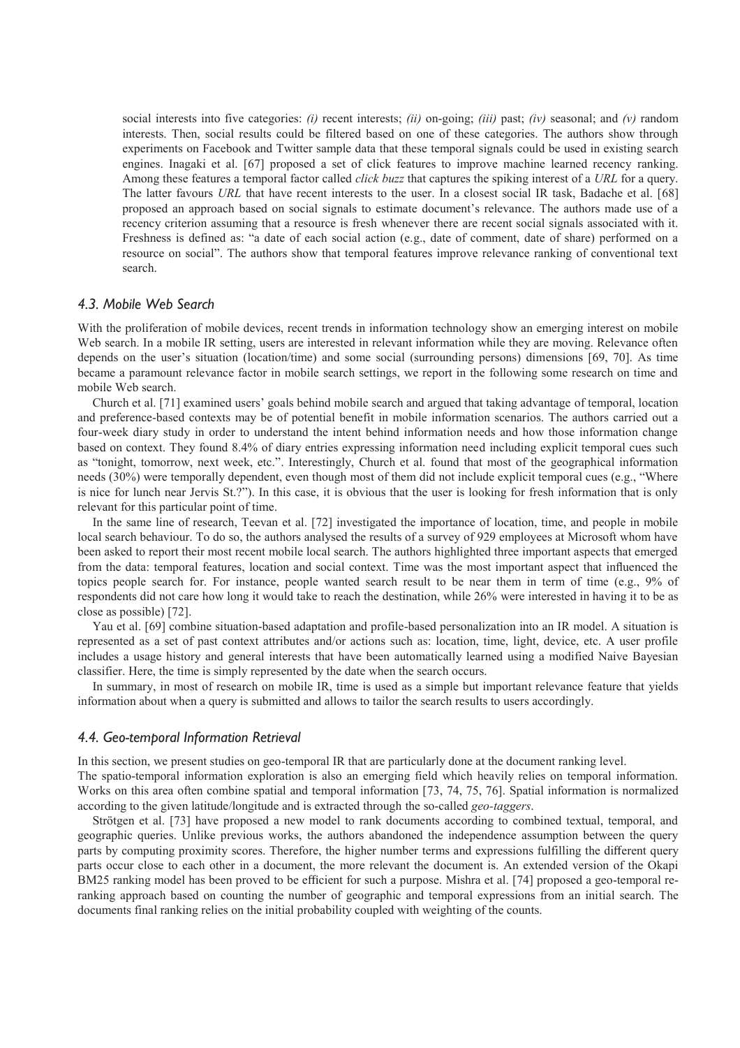social interests into five categories: *(i)* recent interests; *(ii)* on-going; *(iii)* past; *(iv)* seasonal; and *(v)* random interests. Then, social results could be filtered based on one of these categories. The authors show through experiments on Facebook and Twitter sample data that these temporal signals could be used in existing search engines. Inagaki et al. [67] proposed a set of click features to improve machine learned recency ranking. Among these features a temporal factor called *click buzz* that captures the spiking interest of a *URL* for a query. The latter favours *URL* that have recent interests to the user. In a closest social IR task, Badache et al. [68] proposed an approach based on social signals to estimate document's relevance. The authors made use of a recency criterion assuming that a resource is fresh whenever there are recent social signals associated with it. Freshness is defined as: "a date of each social action (e.g., date of comment, date of share) performed on a resource on social". The authors show that temporal features improve relevance ranking of conventional text search.

### *4.3. Mobile Web Search*

With the proliferation of mobile devices, recent trends in information technology show an emerging interest on mobile Web search. In a mobile IR setting, users are interested in relevant information while they are moving. Relevance often depends on the user's situation (location/time) and some social (surrounding persons) dimensions [69, 70]. As time became a paramount relevance factor in mobile search settings, we report in the following some research on time and mobile Web search.

Church et al. [71] examined users' goals behind mobile search and argued that taking advantage of temporal, location and preference-based contexts may be of potential benefit in mobile information scenarios. The authors carried out a four-week diary study in order to understand the intent behind information needs and how those information change based on context. They found 8.4% of diary entries expressing information need including explicit temporal cues such as "tonight, tomorrow, next week, etc.". Interestingly, Church et al. found that most of the geographical information needs (30%) were temporally dependent, even though most of them did not include explicit temporal cues (e.g., "Where is nice for lunch near Jervis St.?"). In this case, it is obvious that the user is looking for fresh information that is only relevant for this particular point of time.

In the same line of research, Teevan et al. [72] investigated the importance of location, time, and people in mobile local search behaviour. To do so, the authors analysed the results of a survey of 929 employees at Microsoft whom have been asked to report their most recent mobile local search. The authors highlighted three important aspects that emerged from the data: temporal features, location and social context. Time was the most important aspect that influenced the topics people search for. For instance, people wanted search result to be near them in term of time (e.g., 9% of respondents did not care how long it would take to reach the destination, while 26% were interested in having it to be as close as possible) [72].

Yau et al. [69] combine situation-based adaptation and profile-based personalization into an IR model. A situation is represented as a set of past context attributes and/or actions such as: location, time, light, device, etc. A user profile includes a usage history and general interests that have been automatically learned using a modified Naive Bayesian classifier. Here, the time is simply represented by the date when the search occurs.

In summary, in most of research on mobile IR, time is used as a simple but important relevance feature that yields information about when a query is submitted and allows to tailor the search results to users accordingly.

### *4.4. Geo-temporal Information Retrieval*

In this section, we present studies on geo-temporal IR that are particularly done at the document ranking level.

The spatio-temporal information exploration is also an emerging field which heavily relies on temporal information. Works on this area often combine spatial and temporal information [73, 74, 75, 76]. Spatial information is normalized according to the given latitude/longitude and is extracted through the so-called *geo-taggers*.

Strötgen et al. [73] have proposed a new model to rank documents according to combined textual, temporal, and geographic queries. Unlike previous works, the authors abandoned the independence assumption between the query parts by computing proximity scores. Therefore, the higher number terms and expressions fulfilling the different query parts occur close to each other in a document, the more relevant the document is. An extended version of the Okapi BM25 ranking model has been proved to be efficient for such a purpose. Mishra et al. [74] proposed a geo-temporal re-ranking approach based on counting the number of geographic and temporal expressions from an initial search. The documents final ranking relies on the initial probability coupled with weighting of the counts.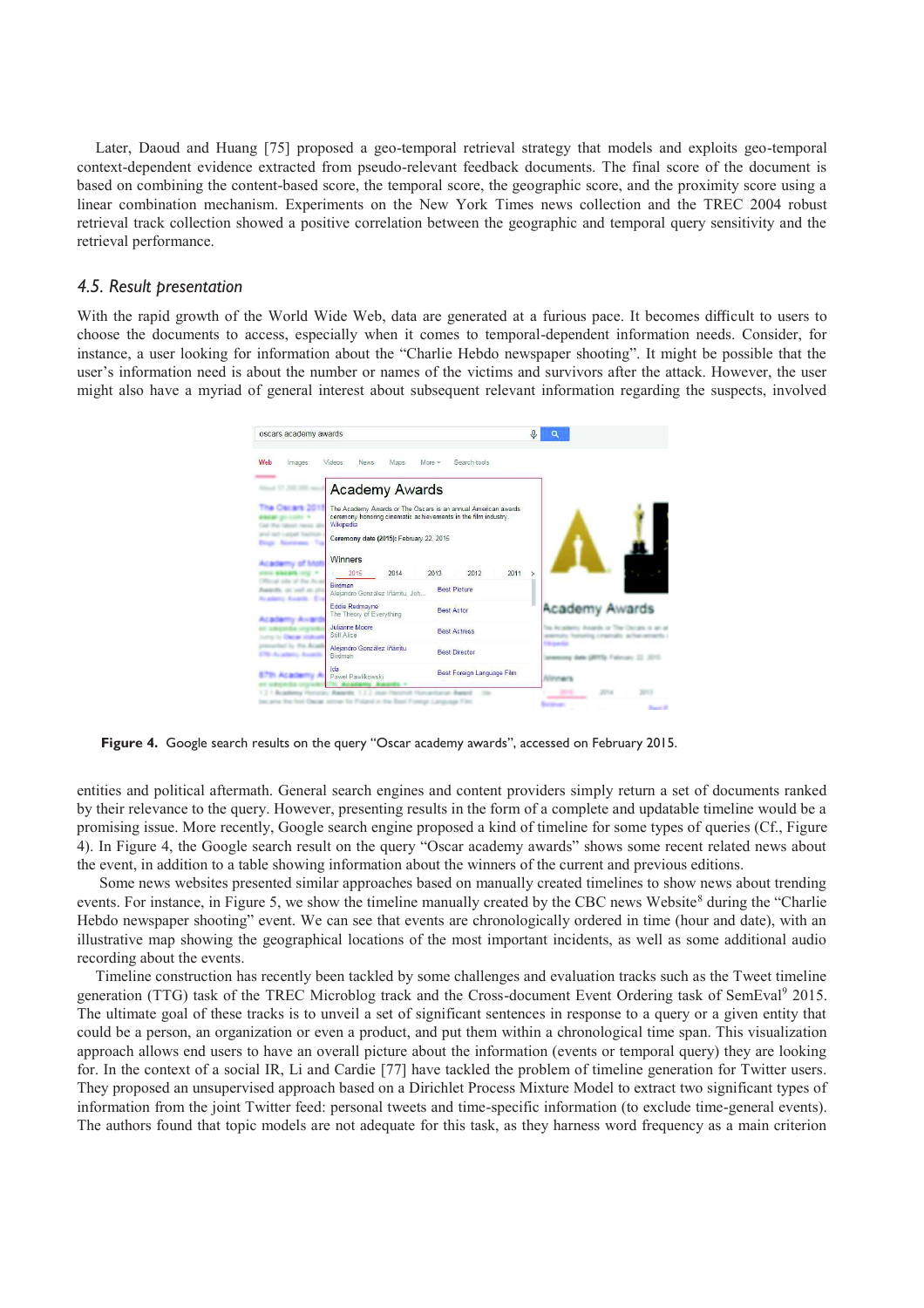Later, Daoud and Huang [75] proposed a geo-temporal retrieval strategy that models and exploits geo-temporal context-dependent evidence extracted from pseudo-relevant feedback documents. The final score of the document is based on combining the content-based score, the temporal score, the geographic score, and the proximity score using a linear combination mechanism. Experiments on the New York Times news collection and the TREC 2004 robust retrieval track collection showed a positive correlation between the geographic and temporal query sensitivity and the retrieval performance.

### 4.5. Result presentation

With the rapid growth of the World Wide Web, data are generated at a furious pace. It becomes difficult to users to choose the documents to access, especially when it comes to temporal-dependent information needs. Consider, for instance, a user looking for information about the "Charlie Hebdo newspaper shooting". It might be possible that the user's information need is about the number or names of the victims and survivors after the attack. However, the user might also have a myriad of general interest about subsequent relevant information regarding the suspects, involved

**Figure 4.** Google search results on the query "Oscar academy awards", accessed on February 2015.

entities and political aftermath. General search engines and content providers simply return a set of documents ranked by their relevance to the query. However, presenting results in the form of a complete and updatable timeline would be a promising issue. More recently, Google search engine proposed a kind of timeline for some types of queries (Cf., Figure 4). In Figure 4, the Google search result on the query "Oscar academy awards" shows some recent related news about the event, in addition to a table showing information about the winners of the current and previous editions.

Some news websites presented similar approaches based on manually created timelines to show news about trending events. For instance, in Figure 5, we show the timeline manually created by the CBC news Website[8] during the "Charlie Hebdo newspaper shooting" event. We can see that events are chronologically ordered in time (hour and date), with an illustrative map showing the geographical locations of the most important incidents, as well as some additional audio recording about the events.

Timeline construction has recently been tackled by some challenges and evaluation tracks such as the Tweet timeline generation (TTG) task of the TREC Microblog track and the Cross-document Event Ordering task of SemEval[9] 2015. The ultimate goal of these tracks is to unveil a set of significant sentences in response to a query or a given entity that could be a person, an organization or even a product, and put them within a chronological time span. This visualization approach allows end users to have an overall picture about the information (events or temporal query) they are looking for. In the context of a social IR, Li and Cardie [77] have tackled the problem of timeline generation for Twitter users. They proposed an unsupervised approach based on a Dirichlet Process Mixture Model to extract two significant types of information from the joint Twitter feed: personal tweets and time-specific information (to exclude time-general events). The authors found that topic models are not adequate for this task, as they harness word frequency as a main criterion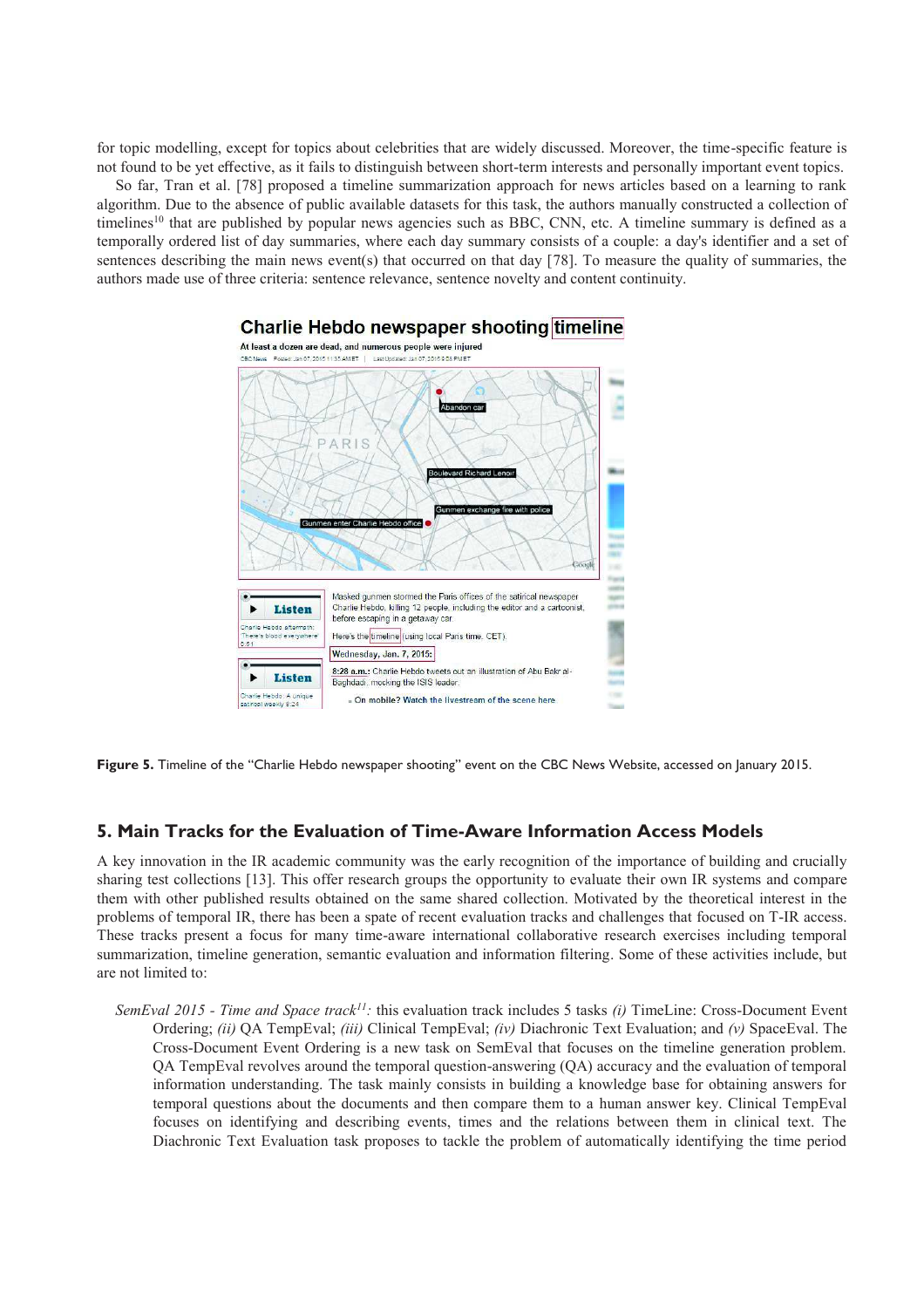for topic modelling, except for topics about celebrities that are widely discussed. Moreover, the time-specific feature is not found to be yet effective, as it fails to distinguish between short-term interests and personally important event topics.

So far, Tran et al. [78] proposed a timeline summarization approach for news articles based on a learning to rank algorithm. Due to the absence of public available datasets for this task, the authors manually constructed a collection of timelines[10] that are published by popular news agencies such as BBC, CNN, etc. A timeline summary is defined as a temporally ordered list of day summaries, where each day summary consists of a couple: a day's identifier and a set of sentences describing the main news event(s) that occurred on that day [78]. To measure the quality of summaries, the authors made use of three criteria: sentence relevance, sentence novelty and content continuity.

**Figure 5.** Timeline of the "Charlie Hebdo newspaper shooting" event on the CBC News Website, accessed on January 2015.

## 5. Main Tracks for the Evaluation of Time-Aware Information Access Models

A key innovation in the IR academic community was the early recognition of the importance of building and crucially sharing test collections [13]. This offer research groups the opportunity to evaluate their own IR systems and compare them with other published results obtained on the same shared collection. Motivated by the theoretical interest in the problems of temporal IR, there has been a spate of recent evaluation tracks and challenges that focused on T-IR access. These tracks present a focus for many time-aware international collaborative research exercises including temporal summarization, timeline generation, semantic evaluation and information filtering. Some of these activities include, but are not limited to:

*SemEval 2015 - Time and Space track*[11]: this evaluation track includes 5 tasks *(i)* TimeLine: Cross-Document Event Ordering; *(ii)* QA TempEval; *(iii)* Clinical TempEval; *(iv)* Diachronic Text Evaluation; and *(v)* SpaceEval. The Cross-Document Event Ordering is a new task on SemEval that focuses on the timeline generation problem. QA TempEval revolves around the temporal question-answering (QA) accuracy and the evaluation of temporal information understanding. The task mainly consists in building a knowledge base for obtaining answers for temporal questions about the documents and then compare them to a human answer key. Clinical TempEval focuses on identifying and describing events, times and the relations between them in clinical text. The Diachronic Text Evaluation task proposes to tackle the problem of automatically identifying the time period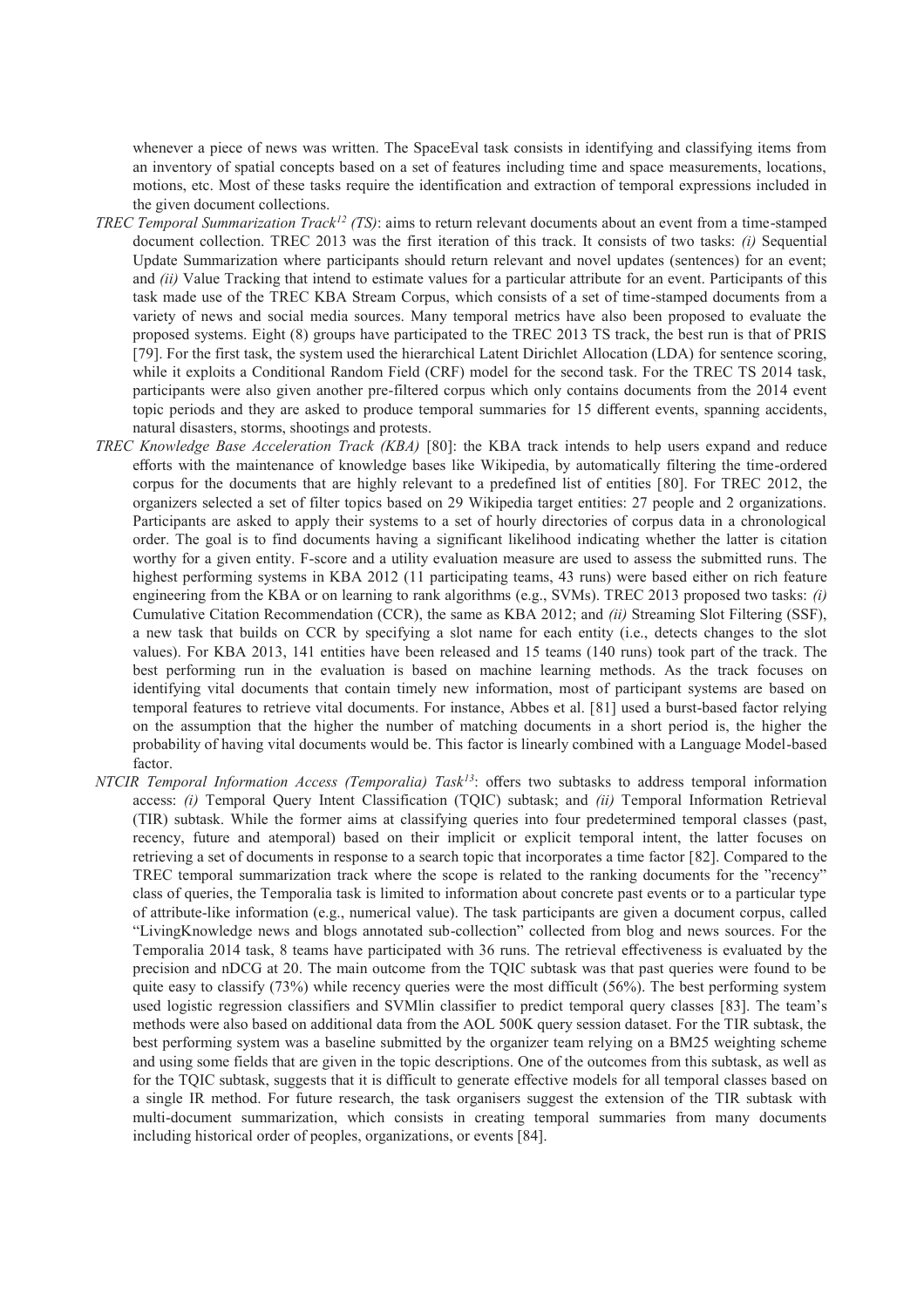whenever a piece of news was written. The SpaceEval task consists in identifying and classifying items from an inventory of spatial concepts based on a set of features including time and space measurements, locations, motions, etc. Most of these tasks require the identification and extraction of temporal expressions included in the given document collections.

*TREC Temporal Summarization Track[12] (TS)*: aims to return relevant documents about an event from a time-stamped document collection. TREC 2013 was the first iteration of this track. It consists of two tasks: *(i)* Sequential Update Summarization where participants should return relevant and novel updates (sentences) for an event; and *(ii)* Value Tracking that intend to estimate values for a particular attribute for an event. Participants of this task made use of the TREC KBA Stream Corpus, which consists of a set of time-stamped documents from a variety of news and social media sources. Many temporal metrics have also been proposed to evaluate the proposed systems. Eight (8) groups have participated to the TREC 2013 TS track, the best run is that of PRIS [79]. For the first task, the system used the hierarchical Latent Dirichlet Allocation (LDA) for sentence scoring, while it exploits a Conditional Random Field (CRF) model for the second task. For the TREC TS 2014 task, participants were also given another pre-filtered corpus which only contains documents from the 2014 event topic periods and they are asked to produce temporal summaries for 15 different events, spanning accidents, natural disasters, storms, shootings and protests.

*TREC Knowledge Base Acceleration Track (KBA)* [80]: the KBA track intends to help users expand and reduce efforts with the maintenance of knowledge bases like Wikipedia, by automatically filtering the time-ordered corpus for the documents that are highly relevant to a predefined list of entities [80]. For TREC 2012, the organizers selected a set of filter topics based on 29 Wikipedia target entities: 27 people and 2 organizations. Participants are asked to apply their systems to a set of hourly directories of corpus data in a chronological order. The goal is to find documents having a significant likelihood indicating whether the latter is citation worthy for a given entity. F-score and a utility evaluation measure are used to assess the submitted runs. The highest performing systems in KBA 2012 (11 participating teams, 43 runs) were based either on rich feature engineering from the KBA or on learning to rank algorithms (e.g., SVMs). TREC 2013 proposed two tasks: *(i)* Cumulative Citation Recommendation (CCR), the same as KBA 2012; and *(ii)* Streaming Slot Filtering (SSF), a new task that builds on CCR by specifying a slot name for each entity (i.e., detects changes to the slot values). For KBA 2013, 141 entities have been released and 15 teams (140 runs) took part of the track. The best performing run in the evaluation is based on machine learning methods. As the track focuses on identifying vital documents that contain timely new information, most of participant systems are based on temporal features to retrieve vital documents. For instance, Abbes et al. [81] used a burst-based factor relying on the assumption that the higher the number of matching documents in a short period is, the higher the probability of having vital documents would be. This factor is linearly combined with a Language Model-based factor.

*NTCIR Temporal Information Access (Temporalia) Task[13]*: offers two subtasks to address temporal information access: *(i)* Temporal Query Intent Classification (TQIC) subtask; and *(ii)* Temporal Information Retrieval (TIR) subtask. While the former aims at classifying queries into four predetermined temporal classes (past, recency, future and atemporal) based on their implicit or explicit temporal intent, the latter focuses on retrieving a set of documents in response to a search topic that incorporates a time factor [82]. Compared to the TREC temporal summarization track where the scope is related to the ranking documents for the "recency" class of queries, the Temporalia task is limited to information about concrete past events or to a particular type of attribute-like information (e.g., numerical value). The task participants are given a document corpus, called "LivingKnowledge news and blogs annotated sub-collection" collected from blog and news sources. For the Temporalia 2014 task, 8 teams have participated with 36 runs. The retrieval effectiveness is evaluated by the precision and nDCG at 20. The main outcome from the TQIC subtask was that past queries were found to be quite easy to classify (73%) while recency queries were the most difficult (56%). The best performing system used logistic regression classifiers and SVMlin classifier to predict temporal query classes [83]. The team's methods were also based on additional data from the AOL 500K query session dataset. For the TIR subtask, the best performing system was a baseline submitted by the organizer team relying on a BM25 weighting scheme and using some fields that are given in the topic descriptions. One of the outcomes from this subtask, as well as for the TQIC subtask, suggests that it is difficult to generate effective models for all temporal classes based on a single IR method. For future research, the task organisers suggest the extension of the TIR subtask with multi-document summarization, which consists in creating temporal summaries from many documents including historical order of peoples, organizations, or events [84].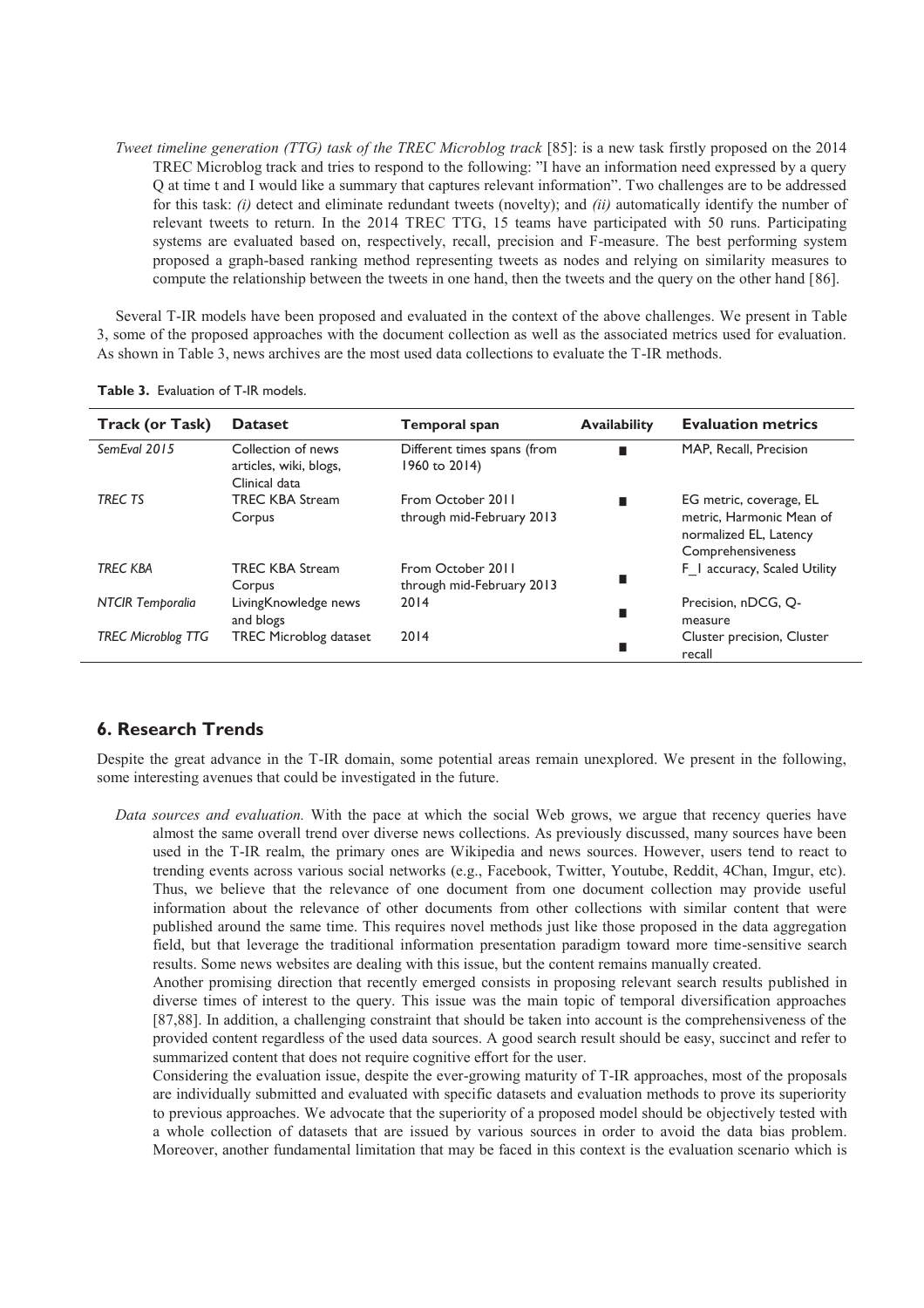*Tweet timeline generation (TTG) task of the TREC Microblog track* [85]: is a new task firstly proposed on the 2014 TREC Microblog track and tries to respond to the following: "I have an information need expressed by a query Q at time t and I would like a summary that captures relevant information". Two challenges are to be addressed for this task: *(i)* detect and eliminate redundant tweets (novelty); and *(ii)* automatically identify the number of relevant tweets to return. In the 2014 TREC TTG, 15 teams have participated with 50 runs. Participating systems are evaluated based on, respectively, recall, precision and F-measure. The best performing system proposed a graph-based ranking method representing tweets as nodes and relying on similarity measures to compute the relationship between the tweets in one hand, then the tweets and the query on the other hand [86].

Several T-IR models have been proposed and evaluated in the context of the above challenges. We present in Table 3, some of the proposed approaches with the document collection as well as the associated metrics used for evaluation. As shown in Table 3, news archives are the most used data collections to evaluate the T-IR methods.

**Table 3.** Evaluation of T-IR models.

| Track (or Task) | Dataset | Temporal span | Availability | Evaluation metrics |
|---|---|---|---|---|
| *SemEval 2015* | Collection of news articles, wiki, blogs, Clinical data | Different times spans (from 1960 to 2014) | ■ | MAP, Recall, Precision |
| *TREC TS* | TREC KBA Stream Corpus | From October 2011 through mid-February 2013 | ■ | EG metric, coverage, EL metric, Harmonic Mean of normalized EL, Latency Comprehensiveness |
| *TREC KBA* | TREC KBA Stream Corpus | From October 2011 through mid-February 2013 | ■ | F_1 accuracy, Scaled Utility |
| *NTCIR Temporalia* | LivingKnowledge news and blogs | 2014 | ■ | Precision, nDCG, Q-measure |
| *TREC Microblog TTG* | TREC Microblog dataset | 2014 | ■ | Cluster precision, Cluster recall |

## 6. Research Trends

Despite the great advance in the T-IR domain, some potential areas remain unexplored. We present in the following, some interesting avenues that could be investigated in the future.

*Data sources and evaluation.* With the pace at which the social Web grows, we argue that recency queries have almost the same overall trend over diverse news collections. As previously discussed, many sources have been used in the T-IR realm, the primary ones are Wikipedia and news sources. However, users tend to react to trending events across various social networks (e.g., Facebook, Twitter, Youtube, Reddit, 4Chan, Imgur, etc). Thus, we believe that the relevance of one document from one document collection may provide useful information about the relevance of other documents from other collections with similar content that were published around the same time. This requires novel methods just like those proposed in the data aggregation field, but that leverage the traditional information presentation paradigm toward more time-sensitive search results. Some news websites are dealing with this issue, but the content remains manually created.

Another promising direction that recently emerged consists in proposing relevant search results published in diverse times of interest to the query. This issue was the main topic of temporal diversification approaches [87,88]. In addition, a challenging constraint that should be taken into account is the comprehensiveness of the provided content regardless of the used data sources. A good search result should be easy, succinct and refer to summarized content that does not require cognitive effort for the user.

Considering the evaluation issue, despite the ever-growing maturity of T-IR approaches, most of the proposals are individually submitted and evaluated with specific datasets and evaluation methods to prove its superiority to previous approaches. We advocate that the superiority of a proposed model should be objectively tested with a whole collection of datasets that are issued by various sources in order to avoid the data bias problem. Moreover, another fundamental limitation that may be faced in this context is the evaluation scenario which is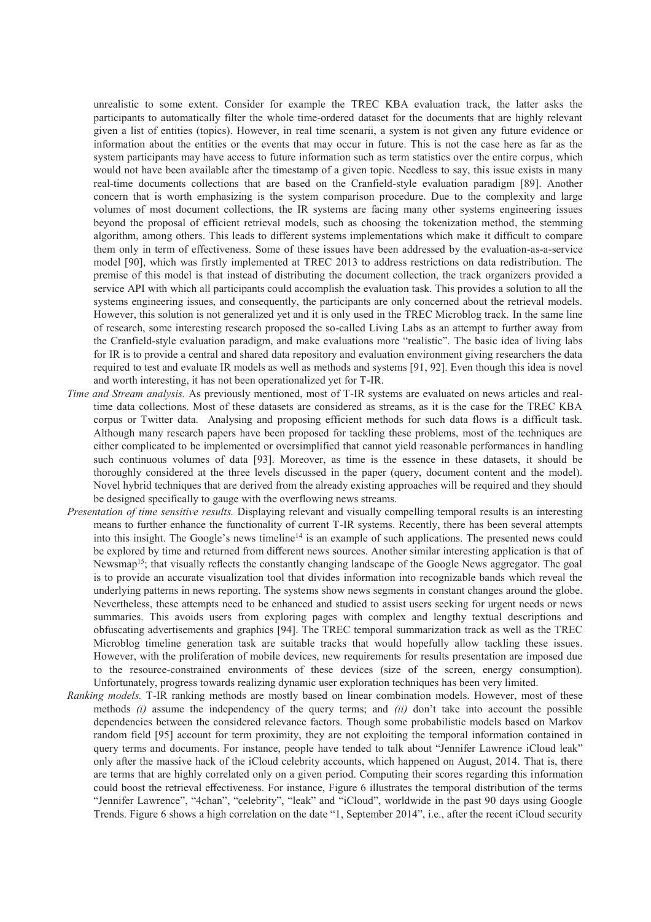unrealistic to some extent. Consider for example the TREC KBA evaluation track, the latter asks the participants to automatically filter the whole time-ordered dataset for the documents that are highly relevant given a list of entities (topics). However, in real time scenarii, a system is not given any future evidence or information about the entities or the events that may occur in future. This is not the case here as far as the system participants may have access to future information such as term statistics over the entire corpus, which would not have been available after the timestamp of a given topic. Needless to say, this issue exists in many real-time documents collections that are based on the Cranfield-style evaluation paradigm [89]. Another concern that is worth emphasizing is the system comparison procedure. Due to the complexity and large volumes of most document collections, the IR systems are facing many other systems engineering issues beyond the proposal of efficient retrieval models, such as choosing the tokenization method, the stemming algorithm, among others. This leads to different systems implementations which make it difficult to compare them only in term of effectiveness. Some of these issues have been addressed by the evaluation-as-a-service model [90], which was firstly implemented at TREC 2013 to address restrictions on data redistribution. The premise of this model is that instead of distributing the document collection, the track organizers provided a service API with which all participants could accomplish the evaluation task. This provides a solution to all the systems engineering issues, and consequently, the participants are only concerned about the retrieval models. However, this solution is not generalized yet and it is only used in the TREC Microblog track. In the same line of research, some interesting research proposed the so-called Living Labs as an attempt to further away from the Cranfield-style evaluation paradigm, and make evaluations more "realistic". The basic idea of living labs for IR is to provide a central and shared data repository and evaluation environment giving researchers the data required to test and evaluate IR models as well as methods and systems [91, 92]. Even though this idea is novel and worth interesting, it has not been operationalized yet for T-IR.

- *Time and Stream analysis.* As previously mentioned, most of T-IR systems are evaluated on news articles and real-time data collections. Most of these datasets are considered as streams, as it is the case for the TREC KBA corpus or Twitter data. Analysing and proposing efficient methods for such data flows is a difficult task. Although many research papers have been proposed for tackling these problems, most of the techniques are either complicated to be implemented or oversimplified that cannot yield reasonable performances in handling such continuous volumes of data [93]. Moreover, as time is the essence in these datasets, it should be thoroughly considered at the three levels discussed in the paper (query, document content and the model). Novel hybrid techniques that are derived from the already existing approaches will be required and they should be designed specifically to gauge with the overflowing news streams.
- *Presentation of time sensitive results.* Displaying relevant and visually compelling temporal results is an interesting means to further enhance the functionality of current T-IR systems. Recently, there has been several attempts into this insight. The Google's news timeline[14] is an example of such applications. The presented news could be explored by time and returned from different news sources. Another similar interesting application is that of Newsmap[15]; that visually reflects the constantly changing landscape of the Google News aggregator. The goal is to provide an accurate visualization tool that divides information into recognizable bands which reveal the underlying patterns in news reporting. The systems show news segments in constant changes around the globe. Nevertheless, these attempts need to be enhanced and studied to assist users seeking for urgent needs or news summaries. This avoids users from exploring pages with complex and lengthy textual descriptions and obfuscating advertisements and graphics [94]. The TREC temporal summarization track as well as the TREC Microblog timeline generation task are suitable tracks that would hopefully allow tackling these issues. However, with the proliferation of mobile devices, new requirements for results presentation are imposed due to the resource-constrained environments of these devices (size of the screen, energy consumption). Unfortunately, progress towards realizing dynamic user exploration techniques has been very limited.
- *Ranking models.* T-IR ranking methods are mostly based on linear combination models. However, most of these methods *(i)* assume the independency of the query terms; and *(ii)* don't take into account the possible dependencies between the considered relevance factors. Though some probabilistic models based on Markov random field [95] account for term proximity, they are not exploiting the temporal information contained in query terms and documents. For instance, people have tended to talk about "Jennifer Lawrence iCloud leak" only after the massive hack of the iCloud celebrity accounts, which happened on August, 2014. That is, there are terms that are highly correlated only on a given period. Computing their scores regarding this information could boost the retrieval effectiveness. For instance, Figure 6 illustrates the temporal distribution of the terms "Jennifer Lawrence", "4chan", "celebrity", "leak" and "iCloud", worldwide in the past 90 days using Google Trends. Figure 6 shows a high correlation on the date "1, September 2014", i.e., after the recent iCloud security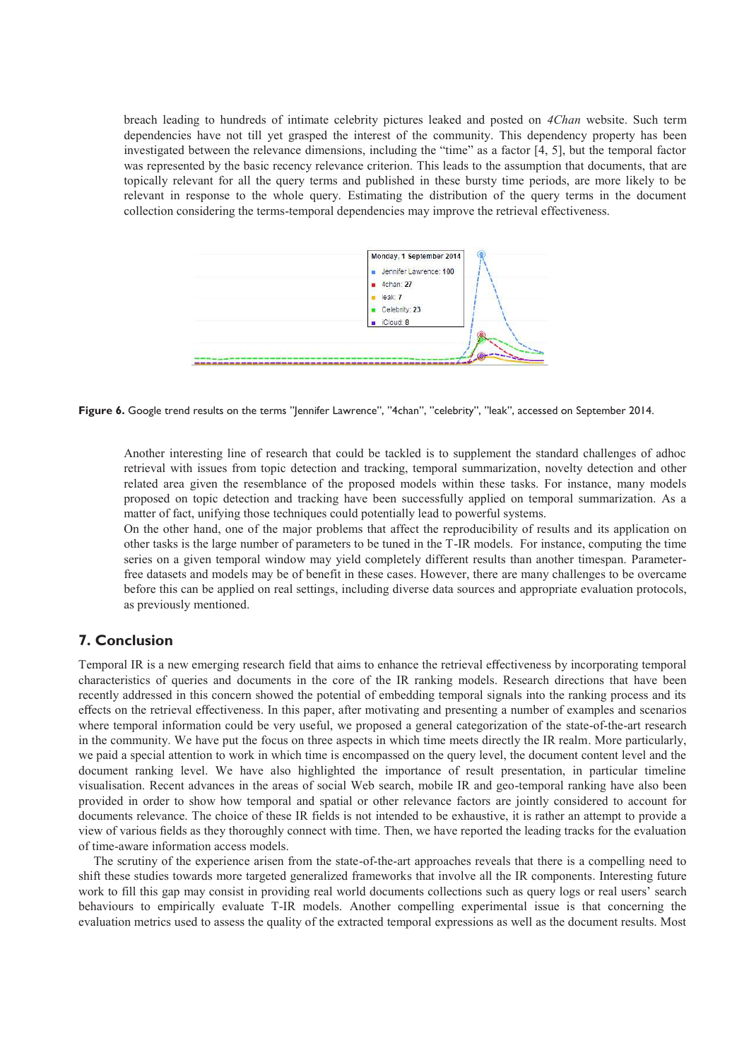breach leading to hundreds of intimate celebrity pictures leaked and posted on *4Chan* website. Such term dependencies have not till yet grasped the interest of the community. This dependency property has been investigated between the relevance dimensions, including the "time" as a factor [4, 5], but the temporal factor was represented by the basic recency relevance criterion. This leads to the assumption that documents, that are topically relevant for all the query terms and published in these bursty time periods, are more likely to be relevant in response to the whole query. Estimating the distribution of the query terms in the document collection considering the terms-temporal dependencies may improve the retrieval effectiveness.

**Figure 6.** Google trend results on the terms "Jennifer Lawrence", "4chan", "celebrity", "leak", accessed on September 2014.

Another interesting line of research that could be tackled is to supplement the standard challenges of adhoc retrieval with issues from topic detection and tracking, temporal summarization, novelty detection and other related area given the resemblance of the proposed models within these tasks. For instance, many models proposed on topic detection and tracking have been successfully applied on temporal summarization. As a matter of fact, unifying those techniques could potentially lead to powerful systems.

On the other hand, one of the major problems that affect the reproducibility of results and its application on other tasks is the large number of parameters to be tuned in the T-IR models. For instance, computing the time series on a given temporal window may yield completely different results than another timespan. Parameter-free datasets and models may be of benefit in these cases. However, there are many challenges to be overcame before this can be applied on real settings, including diverse data sources and appropriate evaluation protocols, as previously mentioned.

## 7. Conclusion

Temporal IR is a new emerging research field that aims to enhance the retrieval effectiveness by incorporating temporal characteristics of queries and documents in the core of the IR ranking models. Research directions that have been recently addressed in this concern showed the potential of embedding temporal signals into the ranking process and its effects on the retrieval effectiveness. In this paper, after motivating and presenting a number of examples and scenarios where temporal information could be very useful, we proposed a general categorization of the state-of-the-art research in the community. We have put the focus on three aspects in which time meets directly the IR realm. More particularly, we paid a special attention to work in which time is encompassed on the query level, the document content level and the document ranking level. We have also highlighted the importance of result presentation, in particular timeline visualisation. Recent advances in the areas of social Web search, mobile IR and geo-temporal ranking have also been provided in order to show how temporal and spatial or other relevance factors are jointly considered to account for documents relevance. The choice of these IR fields is not intended to be exhaustive, it is rather an attempt to provide a view of various fields as they thoroughly connect with time. Then, we have reported the leading tracks for the evaluation of time-aware information access models.

The scrutiny of the experience arisen from the state-of-the-art approaches reveals that there is a compelling need to shift these studies towards more targeted generalized frameworks that involve all the IR components. Interesting future work to fill this gap may consist in providing real world documents collections such as query logs or real users' search behaviours to empirically evaluate T-IR models. Another compelling experimental issue is that concerning the evaluation metrics used to assess the quality of the extracted temporal expressions as well as the document results. Most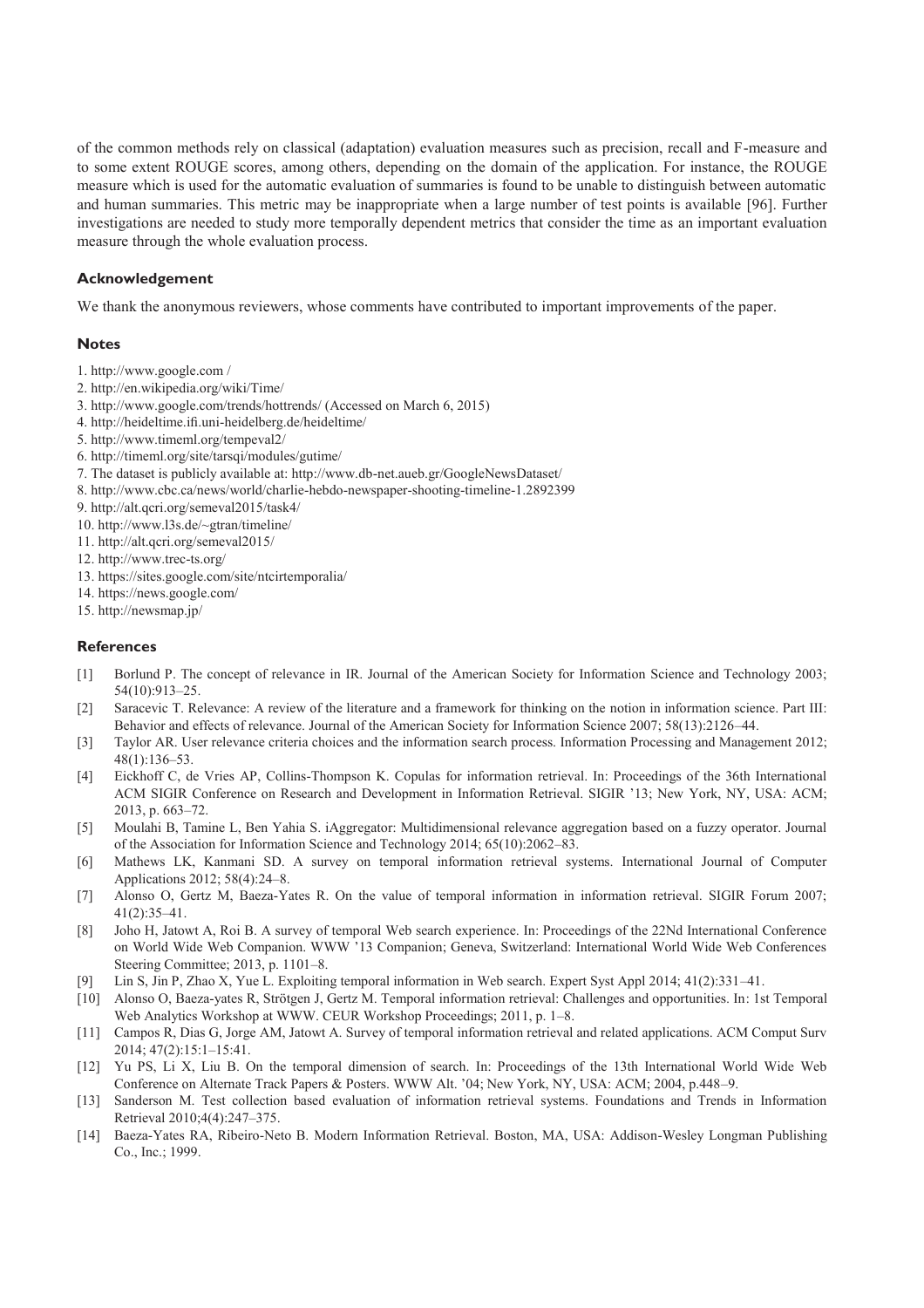of the common methods rely on classical (adaptation) evaluation measures such as precision, recall and F-measure and to some extent ROUGE scores, among others, depending on the domain of the application. For instance, the ROUGE measure which is used for the automatic evaluation of summaries is found to be unable to distinguish between automatic and human summaries. This metric may be inappropriate when a large number of test points is available [96]. Further investigations are needed to study more temporally dependent metrics that consider the time as an important evaluation measure through the whole evaluation process.

### Acknowledgement

We thank the anonymous reviewers, whose comments have contributed to important improvements of the paper.

### Notes

1. http://www.google.com /
2. http://en.wikipedia.org/wiki/Time/
3. http://www.google.com/trends/hottrends/ (Accessed on March 6, 2015)
4. http://heideltime.ifi.uni-heidelberg.de/heideltime/
5. http://www.timeml.org/tempeval2/
6. http://timeml.org/site/tarsqi/modules/gutime/
7. The dataset is publicly available at: http://www.db-net.aueb.gr/GoogleNewsDataset/
8. http://www.cbc.ca/news/world/charlie-hebdo-newspaper-shooting-timeline-1.2892399
9. http://alt.qcri.org/semeval2015/task4/
10. http://www.l3s.de/~gtran/timeline/
11. http://alt.qcri.org/semeval2015/
12. http://www.trec-ts.org/
13. https://sites.google.com/site/ntcirtemporalia/
14. https://news.google.com/
15. http://newsmap.jp/

### References

[1] Borlund P. The concept of relevance in IR. Journal of the American Society for Information Science and Technology 2003; 54(10):913–25.

[2] Saracevic T. Relevance: A review of the literature and a framework for thinking on the notion in information science. Part III: Behavior and effects of relevance. Journal of the American Society for Information Science 2007; 58(13):2126–44.

[3] Taylor AR. User relevance criteria choices and the information search process. Information Processing and Management 2012; 48(1):136–53.

[4] Eickhoff C, de Vries AP, Collins-Thompson K. Copulas for information retrieval. In: Proceedings of the 36th International ACM SIGIR Conference on Research and Development in Information Retrieval. SIGIR '13; New York, NY, USA: ACM; 2013, p. 663–72.

[5] Moulahi B, Tamine L, Ben Yahia S. iAggregator: Multidimensional relevance aggregation based on a fuzzy operator. Journal of the Association for Information Science and Technology 2014; 65(10):2062–83.

[6] Mathews LK, Kanmani SD. A survey on temporal information retrieval systems. International Journal of Computer Applications 2012; 58(4):24–8.

[7] Alonso O, Gertz M, Baeza-Yates R. On the value of temporal information in information retrieval. SIGIR Forum 2007; 41(2):35–41.

[8] Joho H, Jatowt A, Roi B. A survey of temporal Web search experience. In: Proceedings of the 22Nd International Conference on World Wide Web Companion. WWW '13 Companion; Geneva, Switzerland: International World Wide Web Conferences Steering Committee; 2013, p. 1101–8.

[9] Lin S, Jin P, Zhao X, Yue L. Exploiting temporal information in Web search. Expert Syst Appl 2014; 41(2):331–41.

[10] Alonso O, Baeza-yates R, Strötgen J, Gertz M. Temporal information retrieval: Challenges and opportunities. In: 1st Temporal Web Analytics Workshop at WWW. CEUR Workshop Proceedings; 2011, p. 1–8.

[11] Campos R, Dias G, Jorge AM, Jatowt A. Survey of temporal information retrieval and related applications. ACM Comput Surv 2014; 47(2):15:1–15:41.

[12] Yu PS, Li X, Liu B. On the temporal dimension of search. In: Proceedings of the 13th International World Wide Web Conference on Alternate Track Papers & Posters. WWW Alt. '04; New York, NY, USA: ACM; 2004, p.448–9.

[13] Sanderson M. Test collection based evaluation of information retrieval systems. Foundations and Trends in Information Retrieval 2010;4(4):247–375.

[14] Baeza-Yates RA, Ribeiro-Neto B. Modern Information Retrieval. Boston, MA, USA: Addison-Wesley Longman Publishing Co., Inc.; 1999.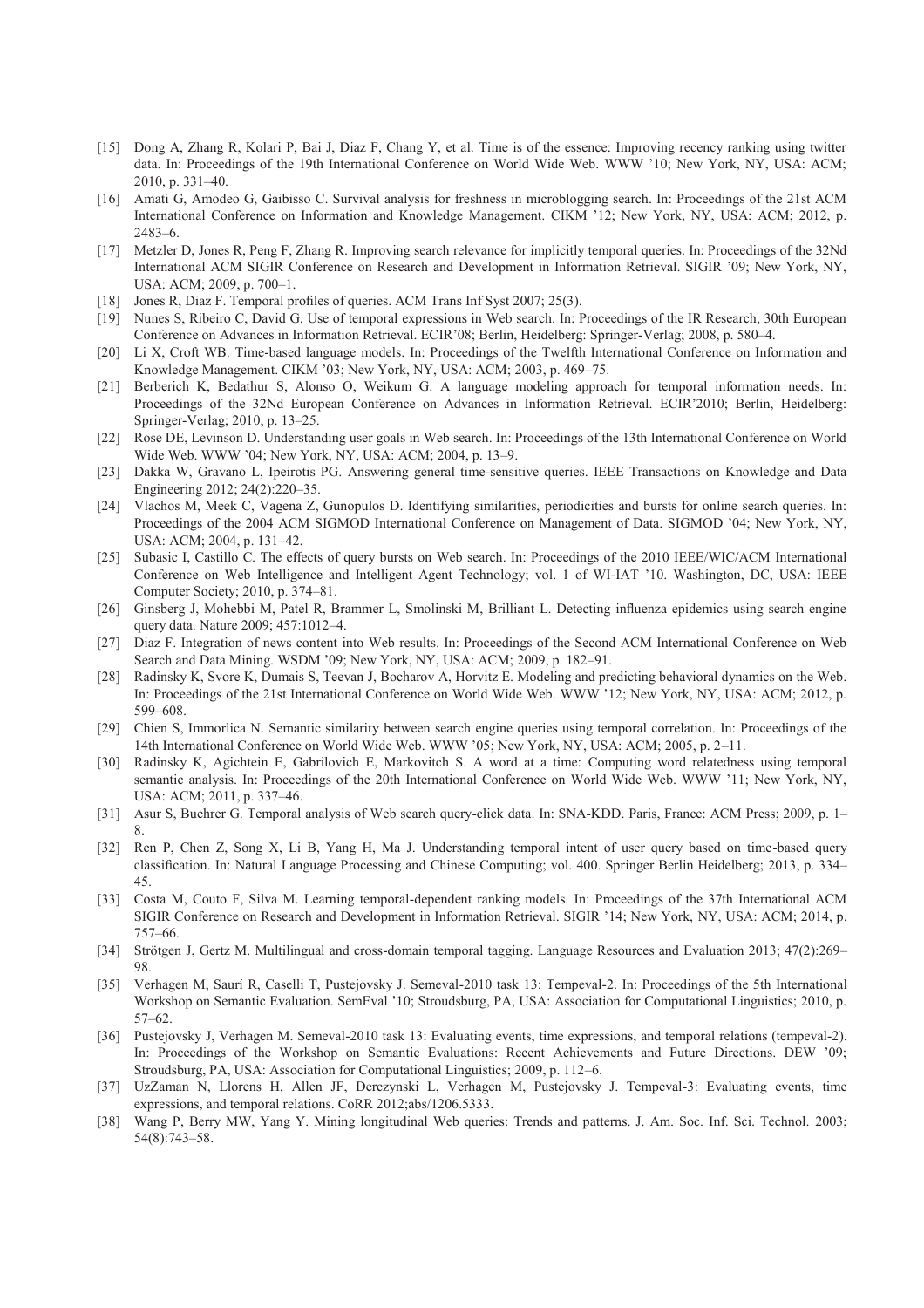[15] Dong A, Zhang R, Kolari P, Bai J, Diaz F, Chang Y, et al. Time is of the essence: Improving recency ranking using twitter data. In: Proceedings of the 19th International Conference on World Wide Web. WWW '10; New York, NY, USA: ACM; 2010, p. 331–40.

[16] Amati G, Amodeo G, Gaibisso C. Survival analysis for freshness in microblogging search. In: Proceedings of the 21st ACM International Conference on Information and Knowledge Management. CIKM '12; New York, NY, USA: ACM; 2012, p. 2483–6.

[17] Metzler D, Jones R, Peng F, Zhang R. Improving search relevance for implicitly temporal queries. In: Proceedings of the 32Nd International ACM SIGIR Conference on Research and Development in Information Retrieval. SIGIR '09; New York, NY, USA: ACM; 2009, p. 700–1.

[18] Jones R, Diaz F. Temporal profiles of queries. ACM Trans Inf Syst 2007; 25(3).

[19] Nunes S, Ribeiro C, David G. Use of temporal expressions in Web search. In: Proceedings of the IR Research, 30th European Conference on Advances in Information Retrieval. ECIR'08; Berlin, Heidelberg: Springer-Verlag; 2008, p. 580–4.

[20] Li X, Croft WB. Time-based language models. In: Proceedings of the Twelfth International Conference on Information and Knowledge Management. CIKM '03; New York, NY, USA: ACM; 2003, p. 469–75.

[21] Berberich K, Bedathur S, Alonso O, Weikum G. A language modeling approach for temporal information needs. In: Proceedings of the 32Nd European Conference on Advances in Information Retrieval. ECIR'2010; Berlin, Heidelberg: Springer-Verlag; 2010, p. 13–25.

[22] Rose DE, Levinson D. Understanding user goals in Web search. In: Proceedings of the 13th International Conference on World Wide Web. WWW '04; New York, NY, USA: ACM; 2004, p. 13–9.

[23] Dakka W, Gravano L, Ipeirotis PG. Answering general time-sensitive queries. IEEE Transactions on Knowledge and Data Engineering 2012; 24(2):220–35.

[24] Vlachos M, Meek C, Vagena Z, Gunopulos D. Identifying similarities, periodicities and bursts for online search queries. In: Proceedings of the 2004 ACM SIGMOD International Conference on Management of Data. SIGMOD '04; New York, NY, USA: ACM; 2004, p. 131–42.

[25] Subasic I, Castillo C. The effects of query bursts on Web search. In: Proceedings of the 2010 IEEE/WIC/ACM International Conference on Web Intelligence and Intelligent Agent Technology; vol. 1 of WI-IAT '10. Washington, DC, USA: IEEE Computer Society; 2010, p. 374–81.

[26] Ginsberg J, Mohebbi M, Patel R, Brammer L, Smolinski M, Brilliant L. Detecting influenza epidemics using search engine query data. Nature 2009; 457:1012–4.

[27] Diaz F. Integration of news content into Web results. In: Proceedings of the Second ACM International Conference on Web Search and Data Mining. WSDM '09; New York, NY, USA: ACM; 2009, p. 182–91.

[28] Radinsky K, Svore K, Dumais S, Teevan J, Bocharov A, Horvitz E. Modeling and predicting behavioral dynamics on the Web. In: Proceedings of the 21st International Conference on World Wide Web. WWW '12; New York, NY, USA: ACM; 2012, p. 599–608.

[29] Chien S, Immorlica N. Semantic similarity between search engine queries using temporal correlation. In: Proceedings of the 14th International Conference on World Wide Web. WWW '05; New York, NY, USA: ACM; 2005, p. 2–11.

[30] Radinsky K, Agichtein E, Gabrilovich E, Markovitch S. A word at a time: Computing word relatedness using temporal semantic analysis. In: Proceedings of the 20th International Conference on World Wide Web. WWW '11; New York, NY, USA: ACM; 2011, p. 337–46.

[31] Asur S, Buehrer G. Temporal analysis of Web search query-click data. In: SNA-KDD. Paris, France: ACM Press; 2009, p. 1–8.

[32] Ren P, Chen Z, Song X, Li B, Yang H, Ma J. Understanding temporal intent of user query based on time-based query classification. In: Natural Language Processing and Chinese Computing; vol. 400. Springer Berlin Heidelberg; 2013, p. 334–45.

[33] Costa M, Couto F, Silva M. Learning temporal-dependent ranking models. In: Proceedings of the 37th International ACM SIGIR Conference on Research and Development in Information Retrieval. SIGIR '14; New York, NY, USA: ACM; 2014, p. 757–66.

[34] Strötgen J, Gertz M. Multilingual and cross-domain temporal tagging. Language Resources and Evaluation 2013; 47(2):269–98.

[35] Verhagen M, Saurí R, Caselli T, Pustejovsky J. Semeval-2010 task 13: Tempeval-2. In: Proceedings of the 5th International Workshop on Semantic Evaluation. SemEval '10; Stroudsburg, PA, USA: Association for Computational Linguistics; 2010, p. 57–62.

[36] Pustejovsky J, Verhagen M. Semeval-2010 task 13: Evaluating events, time expressions, and temporal relations (tempeval-2). In: Proceedings of the Workshop on Semantic Evaluations: Recent Achievements and Future Directions. DEW '09; Stroudsburg, PA, USA: Association for Computational Linguistics; 2009, p. 112–6.

[37] UzZaman N, Llorens H, Allen JF, Derczynski L, Verhagen M, Pustejovsky J. Tempeval-3: Evaluating events, time expressions, and temporal relations. CoRR 2012;abs/1206.5333.

[38] Wang P, Berry MW, Yang Y. Mining longitudinal Web queries: Trends and patterns. J. Am. Soc. Inf. Sci. Technol. 2003; 54(8):743–58.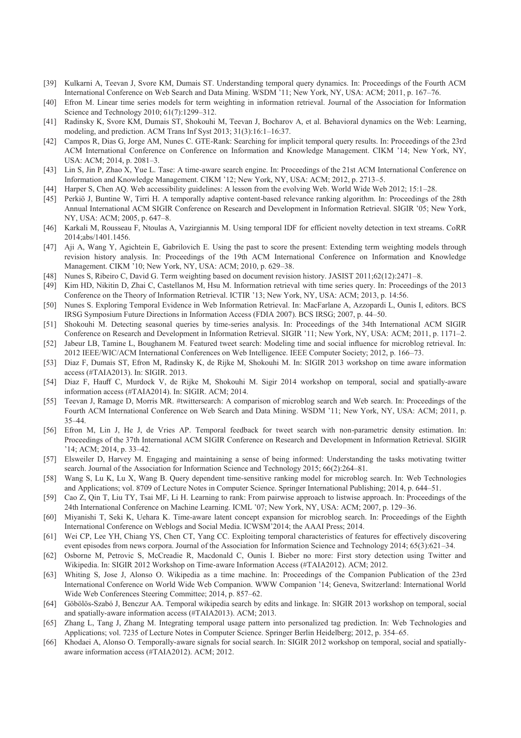[39] Kulkarni A, Teevan J, Svore KM, Dumais ST. Understanding temporal query dynamics. In: Proceedings of the Fourth ACM International Conference on Web Search and Data Mining. WSDM '11; New York, NY, USA: ACM; 2011, p. 167–76.

[40] Efron M. Linear time series models for term weighting in information retrieval. Journal of the Association for Information Science and Technology 2010; 61(7):1299–312.

[41] Radinsky K, Svore KM, Dumais ST, Shokouhi M, Teevan J, Bocharov A, et al. Behavioral dynamics on the Web: Learning, modeling, and prediction. ACM Trans Inf Syst 2013; 31(3):16:1–16:37.

[42] Campos R, Dias G, Jorge AM, Nunes C. GTE-Rank: Searching for implicit temporal query results. In: Proceedings of the 23rd ACM International Conference on Conference on Information and Knowledge Management. CIKM '14; New York, NY, USA: ACM; 2014, p. 2081–3.

[43] Lin S, Jin P, Zhao X, Yue L. Tase: A time-aware search engine. In: Proceedings of the 21st ACM International Conference on Information and Knowledge Management. CIKM '12; New York, NY, USA: ACM; 2012, p. 2713–5.

[44] Harper S, Chen AQ. Web accessibility guidelines: A lesson from the evolving Web. World Wide Web 2012; 15:1–28.

[45] Perkiö J, Buntine W, Tirri H. A temporally adaptive content-based relevance ranking algorithm. In: Proceedings of the 28th Annual International ACM SIGIR Conference on Research and Development in Information Retrieval. SIGIR '05; New York, NY, USA: ACM; 2005, p. 647–8.

[46] Karkali M, Rousseau F, Ntoulas A, Vazirgiannis M. Using temporal IDF for efficient novelty detection in text streams. CoRR 2014;abs/1401.1456.

[47] Aji A, Wang Y, Agichtein E, Gabrilovich E. Using the past to score the present: Extending term weighting models through revision history analysis. In: Proceedings of the 19th ACM International Conference on Information and Knowledge Management. CIKM '10; New York, NY, USA: ACM; 2010, p. 629–38.

[48] Nunes S, Ribeiro C, David G. Term weighting based on document revision history. JASIST 2011;62(12):2471–8.

[49] Kim HD, Nikitin D, Zhai C, Castellanos M, Hsu M. Information retrieval with time series query. In: Proceedings of the 2013 Conference on the Theory of Information Retrieval. ICTIR '13; New York, NY, USA: ACM; 2013, p. 14:56.

[50] Nunes S. Exploring Temporal Evidence in Web Information Retrieval. In: MacFarlane A, Azzopardi L, Ounis I, editors. BCS IRSG Symposium Future Directions in Information Access (FDIA 2007). BCS IRSG; 2007, p. 44–50.

[51] Shokouhi M. Detecting seasonal queries by time-series analysis. In: Proceedings of the 34th International ACM SIGIR Conference on Research and Development in Information Retrieval. SIGIR '11; New York, NY, USA: ACM; 2011, p. 1171–2.

[52] Jabeur LB, Tamine L, Boughanem M. Featured tweet search: Modeling time and social influence for microblog retrieval. In: 2012 IEEE/WIC/ACM International Conferences on Web Intelligence. IEEE Computer Society; 2012, p. 166–73.

[53] Diaz F, Dumais ST, Efron M, Radinsky K, de Rijke M, Shokouhi M. In: SIGIR 2013 workshop on time aware information access (#TAIA2013). In: SIGIR. 2013.

[54] Diaz F, Hauff C, Murdock V, de Rijke M, Shokouhi M. Sigir 2014 workshop on temporal, social and spatially-aware information access (#TAIA2014). In: SIGIR. ACM; 2014.

[55] Teevan J, Ramage D, Morris MR. #twittersearch: A comparison of microblog search and Web search. In: Proceedings of the Fourth ACM International Conference on Web Search and Data Mining. WSDM '11; New York, NY, USA: ACM; 2011, p. 35–44.

[56] Efron M, Lin J, He J, de Vries AP. Temporal feedback for tweet search with non-parametric density estimation. In: Proceedings of the 37th International ACM SIGIR Conference on Research and Development in Information Retrieval. SIGIR '14; ACM; 2014, p. 33–42.

[57] Elsweiler D, Harvey M. Engaging and maintaining a sense of being informed: Understanding the tasks motivating twitter search. Journal of the Association for Information Science and Technology 2015; 66(2):264–81.

[58] Wang S, Lu K, Lu X, Wang B. Query dependent time-sensitive ranking model for microblog search. In: Web Technologies and Applications; vol. 8709 of Lecture Notes in Computer Science. Springer International Publishing; 2014, p. 644–51.

[59] Cao Z, Qin T, Liu TY, Tsai MF, Li H. Learning to rank: From pairwise approach to listwise approach. In: Proceedings of the 24th International Conference on Machine Learning. ICML '07; New York, NY, USA: ACM; 2007, p. 129–36.

[60] Miyanishi T, Seki K, Uehara K. Time-aware latent concept expansion for microblog search. In: Proceedings of the Eighth International Conference on Weblogs and Social Media. ICWSM'2014; the AAAI Press; 2014.

[61] Wei CP, Lee YH, Chiang YS, Chen CT, Yang CC. Exploiting temporal characteristics of features for effectively discovering event episodes from news corpora. Journal of the Association for Information Science and Technology 2014; 65(3):621–34.

[62] Osborne M, Petrovic S, McCreadie R, Macdonald C, Ounis I. Bieber no more: First story detection using Twitter and Wikipedia. In: SIGIR 2012 Workshop on Time-aware Information Access (#TAIA2012). ACM; 2012.

[63] Whiting S, Jose J, Alonso O. Wikipedia as a time machine. In: Proceedings of the Companion Publication of the 23rd International Conference on World Wide Web Companion. WWW Companion '14; Geneva, Switzerland: International World Wide Web Conferences Steering Committee; 2014, p. 857–62.

[64] Göbölös-Szabó J, Benczur AA. Temporal wikipedia search by edits and linkage. In: SIGIR 2013 workshop on temporal, social and spatially-aware information access (#TAIA2013). ACM; 2013.

[65] Zhang L, Tang J, Zhang M. Integrating temporal usage pattern into personalized tag prediction. In: Web Technologies and Applications; vol. 7235 of Lecture Notes in Computer Science. Springer Berlin Heidelberg; 2012, p. 354–65.

[66] Khodaei A, Alonso O. Temporally-aware signals for social search. In: SIGIR 2012 workshop on temporal, social and spatially-aware information access (#TAIA2012). ACM; 2012.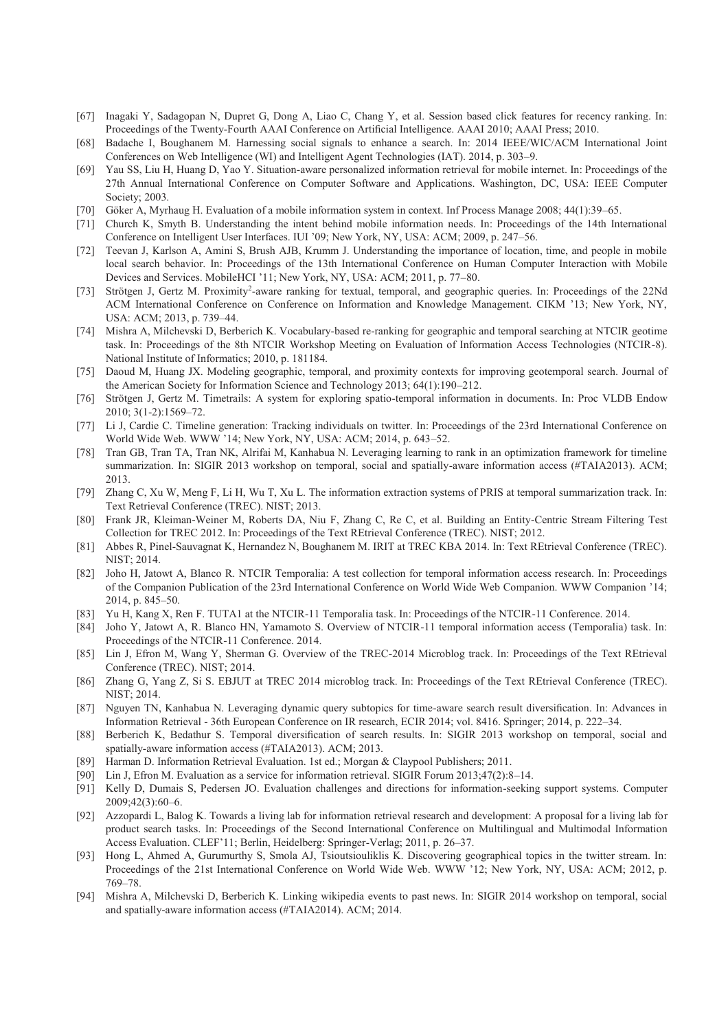[67] Inagaki Y, Sadagopan N, Dupret G, Dong A, Liao C, Chang Y, et al. Session based click features for recency ranking. In: Proceedings of the Twenty-Fourth AAAI Conference on Artificial Intelligence. AAAI 2010; AAAI Press; 2010.

[68] Badache I, Boughanem M. Harnessing social signals to enhance a search. In: 2014 IEEE/WIC/ACM International Joint Conferences on Web Intelligence (WI) and Intelligent Agent Technologies (IAT). 2014, p. 303–9.

[69] Yau SS, Liu H, Huang D, Yao Y. Situation-aware personalized information retrieval for mobile internet. In: Proceedings of the 27th Annual International Conference on Computer Software and Applications. Washington, DC, USA: IEEE Computer Society; 2003.

[70] Göker A, Myrhaug H. Evaluation of a mobile information system in context. Inf Process Manage 2008; 44(1):39–65.

[71] Church K, Smyth B. Understanding the intent behind mobile information needs. In: Proceedings of the 14th International Conference on Intelligent User Interfaces. IUI '09; New York, NY, USA: ACM; 2009, p. 247–56.

[72] Teevan J, Karlson A, Amini S, Brush AJB, Krumm J. Understanding the importance of location, time, and people in mobile local search behavior. In: Proceedings of the 13th International Conference on Human Computer Interaction with Mobile Devices and Services. MobileHCI '11; New York, NY, USA: ACM; 2011, p. 77–80.

[73] Strötgen J, Gertz M. Proximity$^2$-aware ranking for textual, temporal, and geographic queries. In: Proceedings of the 22Nd ACM International Conference on Conference on Information and Knowledge Management. CIKM '13; New York, NY, USA: ACM; 2013, p. 739–44.

[74] Mishra A, Milchevski D, Berberich K. Vocabulary-based re-ranking for geographic and temporal searching at NTCIR geotime task. In: Proceedings of the 8th NTCIR Workshop Meeting on Evaluation of Information Access Technologies (NTCIR-8). National Institute of Informatics; 2010, p. 181184.

[75] Daoud M, Huang JX. Modeling geographic, temporal, and proximity contexts for improving geotemporal search. Journal of the American Society for Information Science and Technology 2013; 64(1):190–212.

[76] Strötgen J, Gertz M. Timetrails: A system for exploring spatio-temporal information in documents. In: Proc VLDB Endow 2010; 3(1-2):1569–72.

[77] Li J, Cardie C. Timeline generation: Tracking individuals on twitter. In: Proceedings of the 23rd International Conference on World Wide Web. WWW '14; New York, NY, USA: ACM; 2014, p. 643–52.

[78] Tran GB, Tran TA, Tran NK, Alrifai M, Kanhabua N. Leveraging learning to rank in an optimization framework for timeline summarization. In: SIGIR 2013 workshop on temporal, social and spatially-aware information access (#TAIA2013). ACM; 2013.

[79] Zhang C, Xu W, Meng F, Li H, Wu T, Xu L. The information extraction systems of PRIS at temporal summarization track. In: Text Retrieval Conference (TREC). NIST; 2013.

[80] Frank JR, Kleiman-Weiner M, Roberts DA, Niu F, Zhang C, Re C, et al. Building an Entity-Centric Stream Filtering Test Collection for TREC 2012. In: Proceedings of the Text REtrieval Conference (TREC). NIST; 2012.

[81] Abbes R, Pinel-Sauvagnat K, Hernandez N, Boughanem M. IRIT at TREC KBA 2014. In: Text REtrieval Conference (TREC). NIST; 2014.

[82] Joho H, Jatowt A, Blanco R. NTCIR Temporalia: A test collection for temporal information access research. In: Proceedings of the Companion Publication of the 23rd International Conference on World Wide Web Companion. WWW Companion '14; 2014, p. 845–50.

[83] Yu H, Kang X, Ren F. TUTA1 at the NTCIR-11 Temporalia task. In: Proceedings of the NTCIR-11 Conference. 2014.

[84] Joho Y, Jatowt A, R. Blanco HN, Yamamoto S. Overview of NTCIR-11 temporal information access (Temporalia) task. In: Proceedings of the NTCIR-11 Conference. 2014.

[85] Lin J, Efron M, Wang Y, Sherman G. Overview of the TREC-2014 Microblog track. In: Proceedings of the Text REtrieval Conference (TREC). NIST; 2014.

[86] Zhang G, Yang Z, Si S. EBJUT at TREC 2014 microblog track. In: Proceedings of the Text REtrieval Conference (TREC). NIST; 2014.

[87] Nguyen TN, Kanhabua N. Leveraging dynamic query subtopics for time-aware search result diversification. In: Advances in Information Retrieval - 36th European Conference on IR research, ECIR 2014; vol. 8416. Springer; 2014, p. 222–34.

[88] Berberich K, Bedathur S. Temporal diversification of search results. In: SIGIR 2013 workshop on temporal, social and spatially-aware information access (#TAIA2013). ACM; 2013.

[89] Harman D. Information Retrieval Evaluation. 1st ed.; Morgan & Claypool Publishers; 2011.

[90] Lin J, Efron M. Evaluation as a service for information retrieval. SIGIR Forum 2013;47(2):8–14.

[91] Kelly D, Dumais S, Pedersen JO. Evaluation challenges and directions for information-seeking support systems. Computer 2009;42(3):60–6.

[92] Azzopardi L, Balog K. Towards a living lab for information retrieval research and development: A proposal for a living lab for product search tasks. In: Proceedings of the Second International Conference on Multilingual and Multimodal Information Access Evaluation. CLEF'11; Berlin, Heidelberg: Springer-Verlag; 2011, p. 26–37.

[93] Hong L, Ahmed A, Gurumurthy S, Smola AJ, Tsioutsiouliklis K. Discovering geographical topics in the twitter stream. In: Proceedings of the 21st International Conference on World Wide Web. WWW '12; New York, NY, USA: ACM; 2012, p. 769–78.

[94] Mishra A, Milchevski D, Berberich K. Linking wikipedia events to past news. In: SIGIR 2014 workshop on temporal, social and spatially-aware information access (#TAIA2014). ACM; 2014.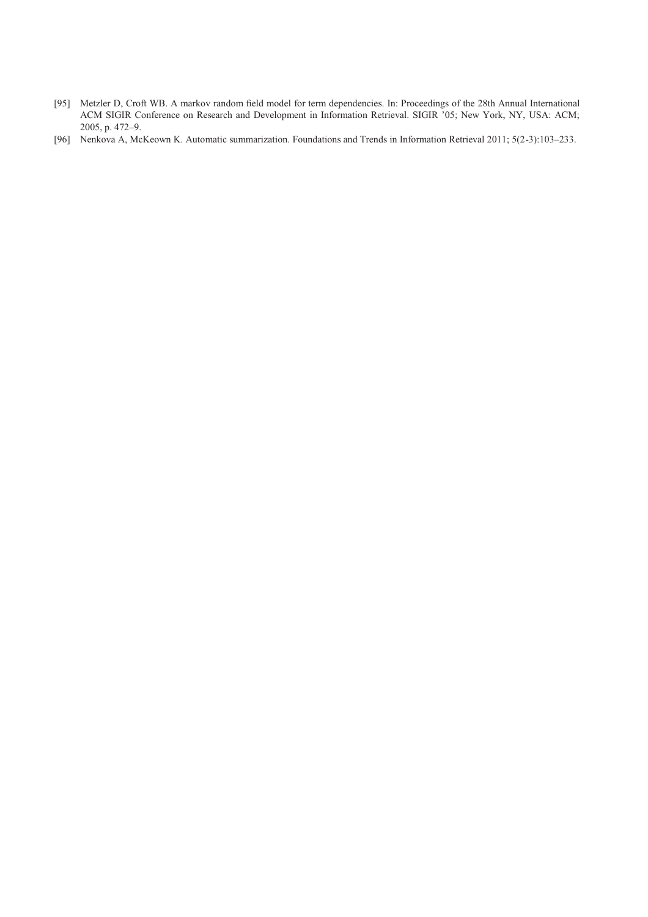[95] Metzler D, Croft WB. A markov random field model for term dependencies. In: Proceedings of the 28th Annual International ACM SIGIR Conference on Research and Development in Information Retrieval. SIGIR '05; New York, NY, USA: ACM; 2005, p. 472–9.

[96] Nenkova A, McKeown K. Automatic summarization. Foundations and Trends in Information Retrieval 2011; 5(2-3):103–233.